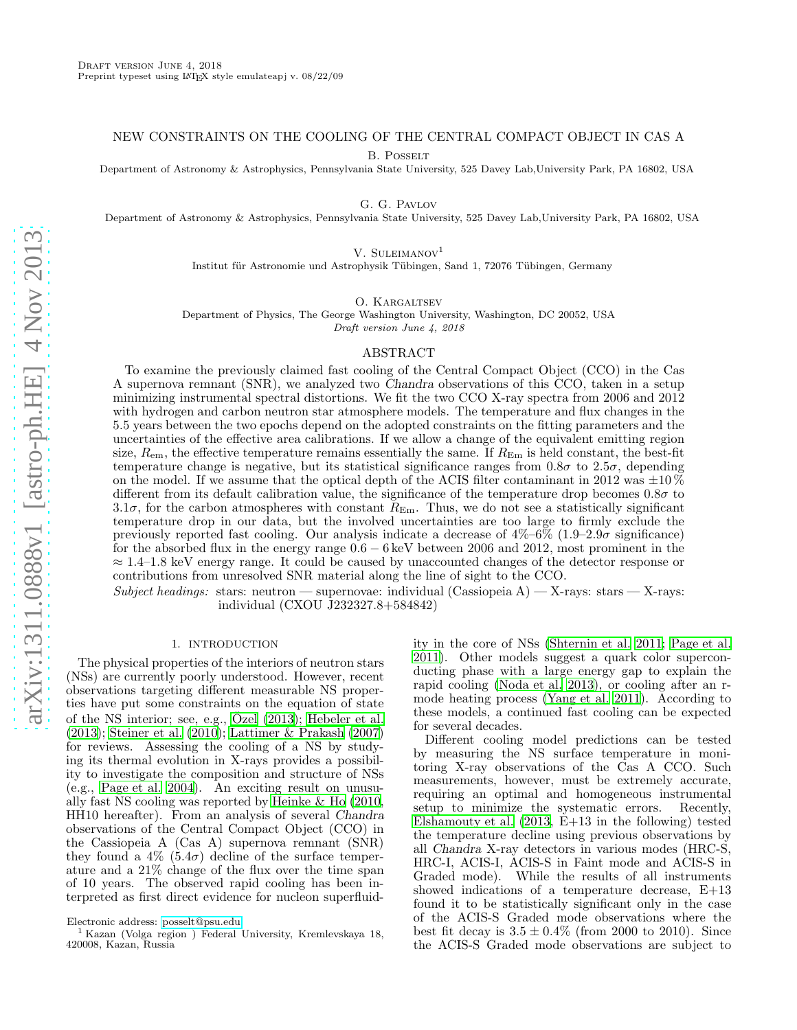# NEW CONSTRAINTS ON THE COOLING OF THE CENTRAL COMPACT OBJECT IN CAS A

B. Posselt

Department of Astronomy & Astrophysics, Pennsylvania State University, 525 Davey Lab,University Park, PA 16802, USA

G. G. Pavlov

Department of Astronomy & Astrophysics, Pennsylvania State University, 525 Davey Lab,University Park, PA 16802, USA

V. Suleimanov[1]

Institut für Astronomie und Astrophysik Tübingen, Sand 1, 72076 Tübingen, Germany

O. Kargaltsev

Department of Physics, The George Washington University, Washington, DC 20052, USA

*Draft version June 4, 2018*

## ABSTRACT

To examine the previously claimed fast cooling of the Central Compact Object (CCO) in the Cas A supernova remnant (SNR), we analyzed two *Chandra* observations of this CCO, taken in a setup minimizing instrumental spectral distortions. We fit the two CCO X-ray spectra from 2006 and 2012 with hydrogen and carbon neutron star atmosphere models. The temperature and flux changes in the 5.5 years between the two epochs depend on the adopted constraints on the fitting parameters and the uncertainties of the effective area calibrations. If we allow a change of the equivalent emitting region size, $R_{\rm em}$, the effective temperature remains essentially the same. If $R_{\rm Em}$ is held constant, the best-fit temperature change is negative, but its statistical significance ranges from $0.8\sigma$ to $2.5\sigma$, depending on the model. If we assume that the optical depth of the ACIS filter contaminant in 2012 was $\pm 10\,\%$ different from its default calibration value, the significance of the temperature drop becomes $0.8\sigma$ to $3.1\sigma$, for the carbon atmospheres with constant $R_{\rm Em}$. Thus, we do not see a statistically significant temperature drop in our data, but the involved uncertainties are too large to firmly exclude the previously reported fast cooling. Our analysis indicate a decrease of 4%–6% (1.9–$2.9\sigma$ significance) for the absorbed flux in the energy range $0.6-6$ keV between 2006 and 2012, most prominent in the $\approx 1.4$–1.8 keV energy range. It could be caused by unaccounted changes of the detector response or contributions from unresolved SNR material along the line of sight to the CCO.

*Subject headings:* stars: neutron — supernovae: individual (Cassiopeia A) — X-rays: stars — X-rays: individual (CXOU J232327.8+584842)

## 1. INTRODUCTION

The physical properties of the interiors of neutron stars (NSs) are currently poorly understood. However, recent observations targeting different measurable NS properties have put some constraints on the equation of state of the NS interior; see, e.g., Özel (2013); Hebeler et al. (2013); Steiner et al. (2010); Lattimer & Prakash (2007) for reviews. Assessing the cooling of a NS by studying its thermal evolution in X-rays provides a possibility to investigate the composition and structure of NSs (e.g., Page et al. 2004). An exciting result on unusually fast NS cooling was reported by Heinke & Ho (2010, HH10 hereafter). From an analysis of several *Chandra* observations of the Central Compact Object (CCO) in the Cassiopeia A (Cas A) supernova remnant (SNR) they found a 4% ($5.4\sigma$) decline of the surface temperature and a 21% change of the flux over the time span of 10 years. The observed rapid cooling has been interpreted as first direct evidence for nucleon superfluidity in the core of NSs (Shternin et al. 2011; Page et al. 2011). Other models suggest a quark color superconducting phase with a large energy gap to explain the rapid cooling (Noda et al. 2013), or cooling after an r-mode heating process (Yang et al. 2011). According to these models, a continued fast cooling can be expected for several decades.

Different cooling model predictions can be tested by measuring the NS surface temperature in monitoring X-ray observations of the Cas A CCO. Such measurements, however, must be extremely accurate, requiring an optimal and homogeneous instrumental setup to minimize the systematic errors. Recently, Elshamouty et al. (2013, E+13 in the following) tested the temperature decline using previous observations by all *Chandra* X-ray detectors in various modes (HRC-S, HRC-I, ACIS-I, ACIS-S in Faint mode and ACIS-S in Graded mode). While the results of all instruments showed indications of a temperature decrease, E+13 found it to be statistically significant only in the case of the ACIS-S Graded mode observations where the best fit decay is $3.5 \pm 0.4\%$ (from 2000 to 2010). Since the ACIS-S Graded mode observations are subject to

Electronic address: posselt@psu.edu

[1] Kazan (Volga region ) Federal University, Kremlevskaya 18, 420008, Kazan, Russia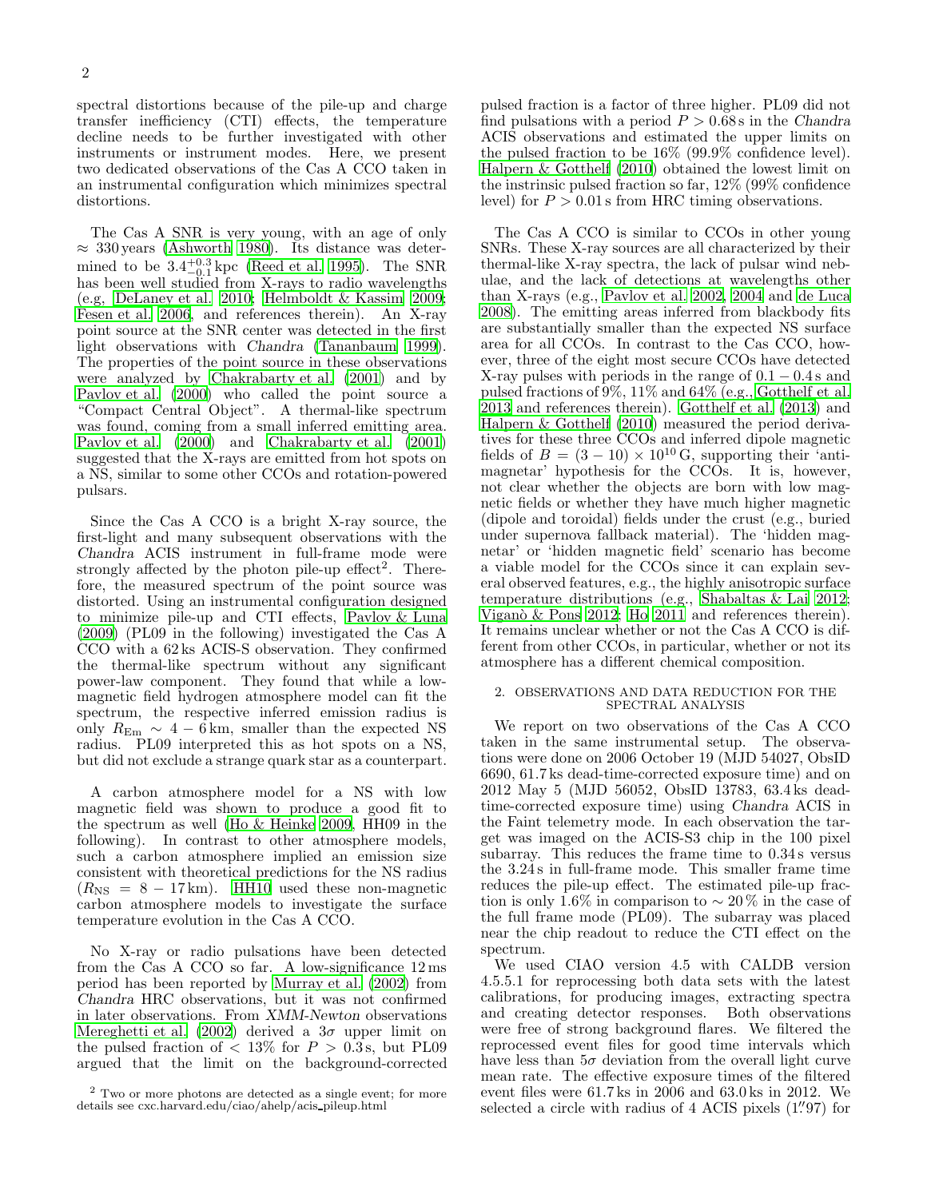spectral distortions because of the pile-up and charge transfer inefficiency (CTI) effects, the temperature decline needs to be further investigated with other instruments or instrument modes. Here, we present two dedicated observations of the Cas A CCO taken in an instrumental configuration which minimizes spectral distortions.

The Cas A SNR is very young, with an age of only $\approx 330$ years (Ashworth 1980). Its distance was determined to be $3.4^{+0.3}_{-0.1}$ kpc (Reed et al. 1995). The SNR has been well studied from X-rays to radio wavelengths (e.g, DeLaney et al. 2010; Helmboldt & Kassim 2009; Fesen et al. 2006, and references therein). An X-ray point source at the SNR center was detected in the first light observations with *Chandra* (Tananbaum 1999). The properties of the point source in these observations were analyzed by Chakrabarty et al. (2001) and by Pavlov et al. (2000) who called the point source a "Compact Central Object". A thermal-like spectrum was found, coming from a small inferred emitting area. Pavlov et al. (2000) and Chakrabarty et al. (2001) suggested that the X-rays are emitted from hot spots on a NS, similar to some other CCOs and rotation-powered pulsars.

Since the Cas A CCO is a bright X-ray source, the first-light and many subsequent observations with the *Chandra* ACIS instrument in full-frame mode were strongly affected by the photon pile-up effect[2]. Therefore, the measured spectrum of the point source was distorted. Using an instrumental configuration designed to minimize pile-up and CTI effects, Pavlov & Luna (2009) (PL09 in the following) investigated the Cas A CCO with a 62 ks ACIS-S observation. They confirmed the thermal-like spectrum without any significant power-law component. They found that while a low-magnetic field hydrogen atmosphere model can fit the spectrum, the respective inferred emission radius is only $R_{\rm Em} \sim 4-6$ km, smaller than the expected NS radius. PL09 interpreted this as hot spots on a NS, but did not exclude a strange quark star as a counterpart.

A carbon atmosphere model for a NS with low magnetic field was shown to produce a good fit to the spectrum as well (Ho & Heinke 2009, HH09 in the following). In contrast to other atmosphere models, such a carbon atmosphere implied an emission size consistent with theoretical predictions for the NS radius ($R_{\rm NS} = 8-17$ km). HH10 used these non-magnetic carbon atmosphere models to investigate the surface temperature evolution in the Cas A CCO.

No X-ray or radio pulsations have been detected from the Cas A CCO so far. A low-significance 12 ms period has been reported by Murray et al. (2002) from *Chandra* HRC observations, but it was not confirmed in later observations. From *XMM-Newton* observations Mereghetti et al. (2002) derived a $3\sigma$ upper limit on the pulsed fraction of $< 13\%$ for $P > 0.3$ s, but PL09 argued that the limit on the background-corrected pulsed fraction is a factor of three higher. PL09 did not find pulsations with a period $P > 0.68$ s in the *Chandra* ACIS observations and estimated the upper limits on the pulsed fraction to be 16% (99.9% confidence level). Halpern & Gotthelf (2010) obtained the lowest limit on the instrinsic pulsed fraction so far, 12% (99% confidence level) for $P > 0.01$ s from HRC timing observations.

The Cas A CCO is similar to CCOs in other young SNRs. These X-ray sources are all characterized by their thermal-like X-ray spectra, the lack of pulsar wind nebulae, and the lack of detections at wavelengths other than X-rays (e.g., Pavlov et al. 2002, 2004 and de Luca 2008). The emitting areas inferred from blackbody fits are substantially smaller than the expected NS surface area for all CCOs. In contrast to the Cas CCO, however, three of the eight most secure CCOs have detected X-ray pulses with periods in the range of $0.1-0.4$ s and pulsed fractions of 9%, 11% and 64% (e.g., Gotthelf et al. 2013 and references therein). Gotthelf et al. (2013) and Halpern & Gotthelf (2010) measured the period derivatives for these three CCOs and inferred dipole magnetic fields of $B = (3-10) \times 10^{10}$ G, supporting their 'anti-magnetar' hypothesis for the CCOs. It is, however, not clear whether the objects are born with low magnetic fields or whether they have much higher magnetic (dipole and toroidal) fields under the crust (e.g., buried under supernova fallback material). The 'hidden magnetar' or 'hidden magnetic field' scenario has become a viable model for the CCOs since it can explain several observed features, e.g., the highly anisotropic surface temperature distributions (e.g., Shabaltas & Lai 2012; Viganò & Pons 2012; Ho 2011 and references therein). It remains unclear whether or not the Cas A CCO is different from other CCOs, in particular, whether or not its atmosphere has a different chemical composition.

## 2. OBSERVATIONS AND DATA REDUCTION FOR THE SPECTRAL ANALYSIS

We report on two observations of the Cas A CCO taken in the same instrumental setup. The observations were done on 2006 October 19 (MJD 54027, ObsID 6690, 61.7 ks dead-time-corrected exposure time) and on 2012 May 5 (MJD 56052, ObsID 13783, 63.4 ks dead-time-corrected exposure time) using *Chandra* ACIS in the Faint telemetry mode. In each observation the target was imaged on the ACIS-S3 chip in the 100 pixel subarray. This reduces the frame time to 0.34 s versus the 3.24 s in full-frame mode. This smaller frame time reduces the pile-up effect. The estimated pile-up fraction is only 1.6% in comparison to $\sim 20\,\%$ in the case of the full frame mode (PL09). The subarray was placed near the chip readout to reduce the CTI effect on the spectrum.

We used CIAO version 4.5 with CALDB version 4.5.5.1 for reprocessing both data sets with the latest calibrations, for producing images, extracting spectra and creating detector responses. Both observations were free of strong background flares. We filtered the reprocessed event files for good time intervals which have less than $5\sigma$ deviation from the overall light curve mean rate. The effective exposure times of the filtered event files were 61.7 ks in 2006 and 63.0 ks in 2012. We selected a circle with radius of 4 ACIS pixels ($1\farcs97$) for

[2] Two or more photons are detected as a single event; for more details see cxc.harvard.edu/ciao/ahelp/acis_pileup.html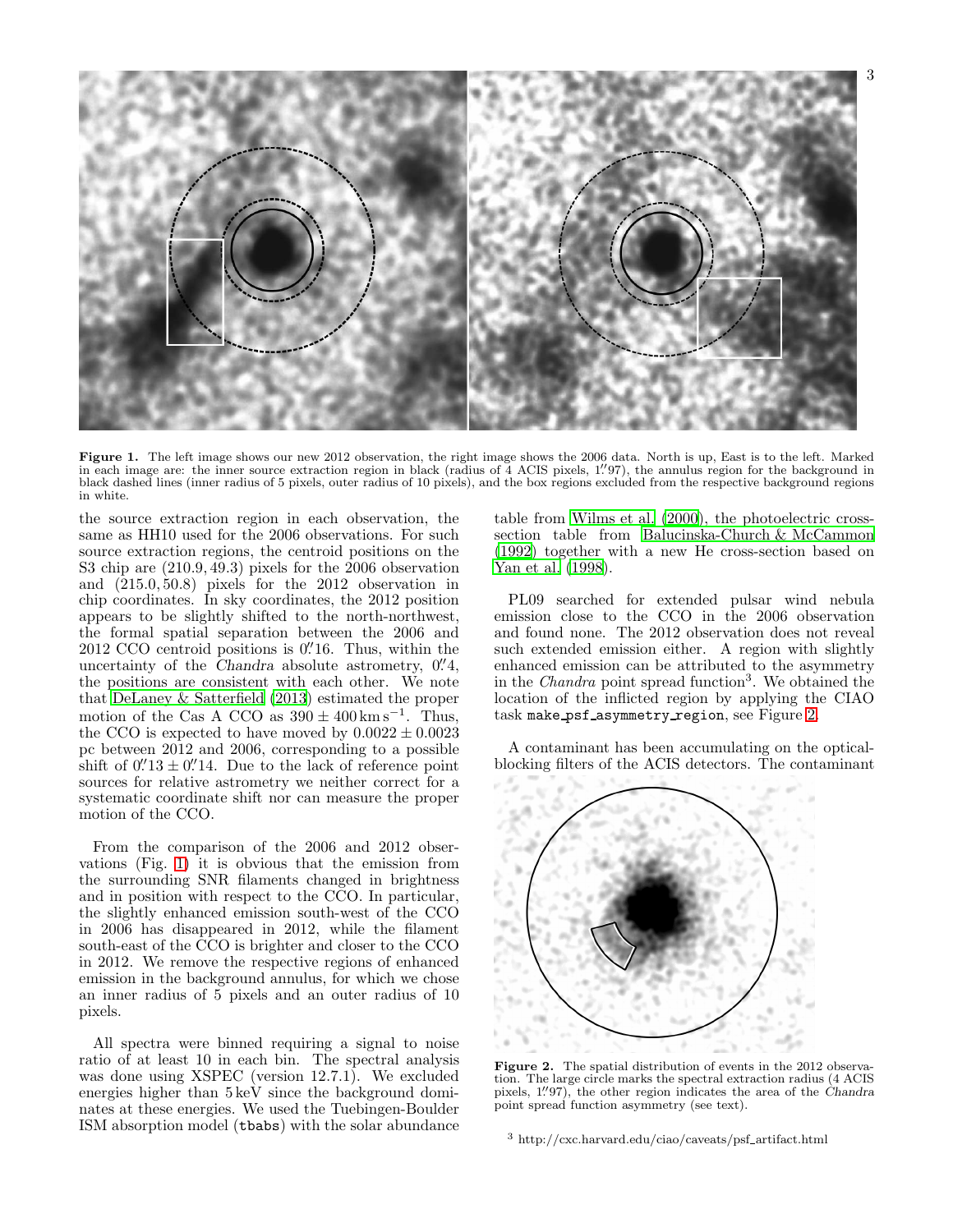**Figure 1.** The left image shows our new 2012 observation, the right image shows the 2006 data. North is up, East is to the left. Marked in each image are: the inner source extraction region in black (radius of 4 ACIS pixels, 1.″97), the annulus region for the background in black dashed lines (inner radius of 5 pixels, outer radius of 10 pixels), and the box regions excluded from the respective background regions in white.

the source extraction region in each observation, the same as HH10 used for the 2006 observations. For such source extraction regions, the centroid positions on the S3 chip are $(210.9, 49.3)$ pixels for the 2006 observation and $(215.0, 50.8)$ pixels for the 2012 observation in chip coordinates. In sky coordinates, the 2012 position appears to be slightly shifted to the north-northwest, the formal spatial separation between the 2006 and 2012 CCO centroid positions is 0.″16. Thus, within the uncertainty of the *Chandra* absolute astrometry, 0.″4, the positions are consistent with each other. We note that DeLaney & Satterfield (2013) estimated the proper motion of the Cas A CCO as $390 \pm 400\,\mathrm{km\,s^{-1}}$. Thus, the CCO is expected to have moved by $0.0022 \pm 0.0023$ pc between 2012 and 2006, corresponding to a possible shift of 0.″13 ± 0.″14. Due to the lack of reference point sources for relative astrometry we neither correct for a systematic coordinate shift nor can measure the proper motion of the CCO.

From the comparison of the 2006 and 2012 observations (Fig. 1) it is obvious that the emission from the surrounding SNR filaments changed in brightness and in position with respect to the CCO. In particular, the slightly enhanced emission south-west of the CCO in 2006 has disappeared in 2012, while the filament south-east of the CCO is brighter and closer to the CCO in 2012. We remove the respective regions of enhanced emission in the background annulus, for which we chose an inner radius of 5 pixels and an outer radius of 10 pixels.

All spectra were binned requiring a signal to noise ratio of at least 10 in each bin. The spectral analysis was done using XSPEC (version 12.7.1). We excluded energies higher than 5 keV since the background dominates at these energies. We used the Tuebingen-Boulder ISM absorption model (`tbabs`) with the solar abundance table from Wilms et al. (2000), the photoelectric cross-section table from Balucinska-Church & McCammon (1992) together with a new He cross-section based on Yan et al. (1998).

PL09 searched for extended pulsar wind nebula emission close to the CCO in the 2006 observation and found none. The 2012 observation does not reveal such extended emission either. A region with slightly enhanced emission can be attributed to the asymmetry in the *Chandra* point spread function[3]. We obtained the location of the inflicted region by applying the CIAO task `make_psf_asymmetry_region`, see Figure 2.

A contaminant has been accumulating on the optical-blocking filters of the ACIS detectors. The contaminant

**Figure 2.** The spatial distribution of events in the 2012 observation. The large circle marks the spectral extraction radius (4 ACIS pixels, 1.″97), the other region indicates the area of the *Chandra* point spread function asymmetry (see text).

[3] http://cxc.harvard.edu/ciao/caveats/psf_artifact.html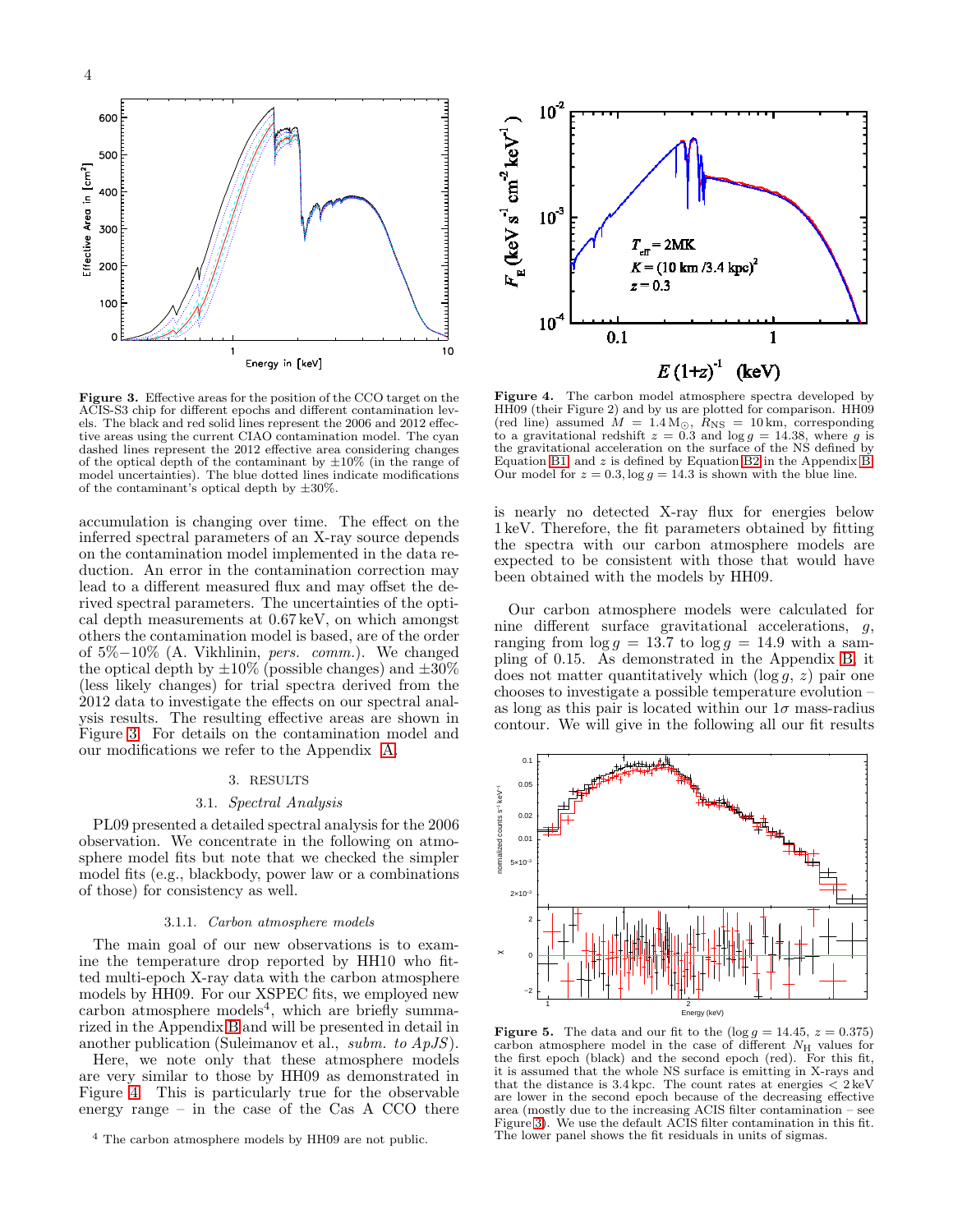**Figure 3.** Effective areas for the position of the CCO target on the ACIS-S3 chip for different epochs and different contamination levels. The black and red solid lines represent the 2006 and 2012 effective areas using the current CIAO contamination model. The cyan dashed lines represent the 2012 effective area considering changes of the optical depth of the contaminant by ±10% (in the range of model uncertainties). The blue dotted lines indicate modifications of the contaminant's optical depth by ±30%.

**Figure 4.** The carbon model atmosphere spectra developed by HH09 (their Figure 2) and by us are plotted for comparison. HH09 (red line) assumed $M = 1.4\,\mathrm{M}_{\odot}$, $R_{\rm NS} = 10\,\mathrm{km}$, corresponding to a gravitational redshift $z = 0.3$ and $\log g = 14.38$, where $g$ is the gravitational acceleration on the surface of the NS defined by Equation B1, and $z$ is defined by Equation B2 in the Appendix B. Our model for $z = 0.3, \log g = 14.3$ is shown with the blue line.

accumulation is changing over time. The effect on the inferred spectral parameters of an X-ray source depends on the contamination model implemented in the data reduction. An error in the contamination correction may lead to a different measured flux and may offset the derived spectral parameters. The uncertainties of the optical depth measurements at 0.67 keV, on which amongst others the contamination model is based, are of the order of 5%−10% (A. Vikhlinin, *pers. comm.*). We changed the optical depth by ±10% (possible changes) and ±30% (less likely changes) for trial spectra derived from the 2012 data to investigate the effects on our spectral analysis results. The resulting effective areas are shown in Figure 3. For details on the contamination model and our modifications we refer to the Appendix A.

## 3. RESULTS

### 3.1. *Spectral Analysis*

PL09 presented a detailed spectral analysis for the 2006 observation. We concentrate in the following on atmosphere model fits but note that we checked the simpler model fits (e.g., blackbody, power law or a combinations of those) for consistency as well.

#### 3.1.1. *Carbon atmosphere models*

The main goal of our new observations is to examine the temperature drop reported by HH10 who fitted multi-epoch X-ray data with the carbon atmosphere models by HH09. For our XSPEC fits, we employed new carbon atmosphere models[4], which are briefly summarized in the Appendix B and will be presented in detail in another publication (Suleimanov et al., *subm. to ApJS*).

Here, we note only that these atmosphere models are very similar to those by HH09 as demonstrated in Figure 4. This is particularly true for the observable energy range – in the case of the Cas A CCO there is nearly no detected X-ray flux for energies below 1 keV. Therefore, the fit parameters obtained by fitting the spectra with our carbon atmosphere models are expected to be consistent with those that would have been obtained with the models by HH09.

Our carbon atmosphere models were calculated for nine different surface gravitational accelerations, $g$, ranging from $\log g = 13.7$ to $\log g = 14.9$ with a sampling of 0.15. As demonstrated in the Appendix B, it does not matter quantitatively which ($\log g$, $z$) pair one chooses to investigate a possible temperature evolution – as long as this pair is located within our $1\sigma$ mass-radius contour. We will give in the following all our fit results

**Figure 5.** The data and our fit to the ($\log g = 14.45$, $z = 0.375$) carbon atmosphere model in the case of different $N_{\rm H}$ values for the first epoch (black) and the second epoch (red). For this fit, it is assumed that the whole NS surface is emitting in X-rays and that the distance is 3.4 kpc. The count rates at energies $< 2$ keV are lower in the second epoch because of the decreasing effective area (mostly due to the increasing ACIS filter contamination – see Figure 3). We use the default ACIS filter contamination in this fit. The lower panel shows the fit residuals in units of sigmas.

[4] The carbon atmosphere models by HH09 are not public.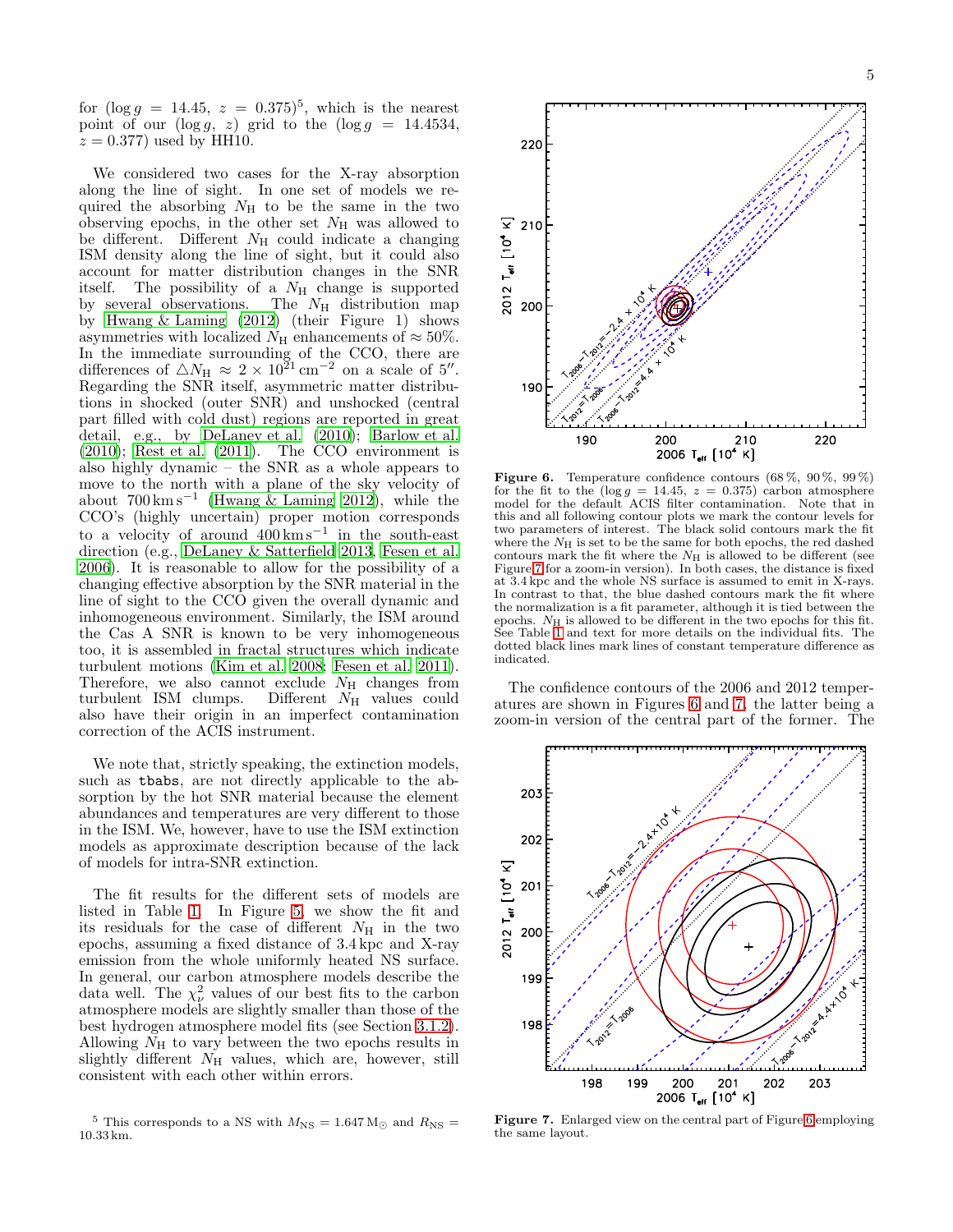for ($\log g$ = 14.45, $z$ = 0.375)[5], which is the nearest point of our ($\log g$, $z$) grid to the ($\log g$ = 14.4534, $z$ = 0.377) used by HH10.

We considered two cases for the X-ray absorption along the line of sight. In one set of models we required the absorbing $N_{\rm H}$ to be the same in the two observing epochs, in the other set $N_{\rm H}$ was allowed to be different. Different $N_{\rm H}$ could indicate a changing ISM density along the line of sight, but it could also account for matter distribution changes in the SNR itself. The possibility of a $N_{\rm H}$ change is supported by several observations. The $N_{\rm H}$ distribution map by Hwang & Laming (2012) (their Figure 1) shows asymmetries with localized $N_{\rm H}$ enhancements of $\approx 50\%$. In the immediate surrounding of the CCO, there are differences of $\triangle N_{\rm H} \approx 2 \times 10^{21}\,{\rm cm}^{-2}$ on a scale of $5''$. Regarding the SNR itself, asymmetric matter distributions in shocked (outer SNR) and unshocked (central part filled with cold dust) regions are reported in great detail, e.g., by DeLaney et al. (2010); Barlow et al. (2010); Rest et al. (2011). The CCO environment is also highly dynamic – the SNR as a whole appears to move to the north with a plane of the sky velocity of about $700\,{\rm km\,s^{-1}}$ (Hwang & Laming 2012), while the CCO's (highly uncertain) proper motion corresponds to a velocity of around $400\,{\rm km\,s^{-1}}$ in the south-east direction (e.g., DeLaney & Satterfield 2013, Fesen et al. 2006). It is reasonable to allow for the possibility of a changing effective absorption by the SNR material in the line of sight to the CCO given the overall dynamic and inhomogeneous environment. Similarly, the ISM around the Cas A SNR is known to be very inhomogeneous too, it is assembled in fractal structures which indicate turbulent motions (Kim et al. 2008; Fesen et al. 2011). Therefore, we also cannot exclude $N_{\rm H}$ changes from turbulent ISM clumps. Different $N_{\rm H}$ values could also have their origin in an imperfect contamination correction of the ACIS instrument.

We note that, strictly speaking, the extinction models, such as `tbabs`, are not directly applicable to the absorption by the hot SNR material because the element abundances and temperatures are very different to those in the ISM. We, however, have to use the ISM extinction models as approximate description because of the lack of models for intra-SNR extinction.

The fit results for the different sets of models are listed in Table 1. In Figure 5, we show the fit and its residuals for the case of different $N_{\rm H}$ in the two epochs, assuming a fixed distance of 3.4 kpc and X-ray emission from the whole uniformly heated NS surface. In general, our carbon atmosphere models describe the data well. The $\chi^2_\nu$ values of our best fits to the carbon atmosphere models are slightly smaller than those of the best hydrogen atmosphere model fits (see Section 3.1.2). Allowing $N_{\rm H}$ to vary between the two epochs results in slightly different $N_{\rm H}$ values, which are, however, still consistent with each other within errors.

[5] This corresponds to a NS with $M_{\rm NS} = 1.647\,{\rm M}_\odot$ and $R_{\rm NS} = 10.33\,{\rm km}$.

**Figure 6.** Temperature confidence contours (68 %, 90 %, 99 %) for the fit to the ($\log g$ = 14.45, $z$ = 0.375) carbon atmosphere model for the default ACIS filter contamination. Note that in this and all following contour plots we mark the contour levels for two parameters of interest. The black solid contours mark the fit where the $N_{\rm H}$ is set to be the same for both epochs, the red dashed contours mark the fit where the $N_{\rm H}$ is allowed to be different (see Figure 7 for a zoom-in version). In both cases, the distance is fixed at 3.4 kpc and the whole NS surface is assumed to emit in X-rays. In contrast to that, the blue dashed contours mark the fit where the normalization is a fit parameter, although it is tied between the epochs. $N_{\rm H}$ is allowed to be different in the two epochs for this fit. See Table 1 and text for more details on the individual fits. The dotted black lines mark lines of constant temperature difference as indicated.

The confidence contours of the 2006 and 2012 temperatures are shown in Figures 6 and 7, the latter being a zoom-in version of the central part of the former. The

**Figure 7.** Enlarged view on the central part of Figure 6 employing the same layout.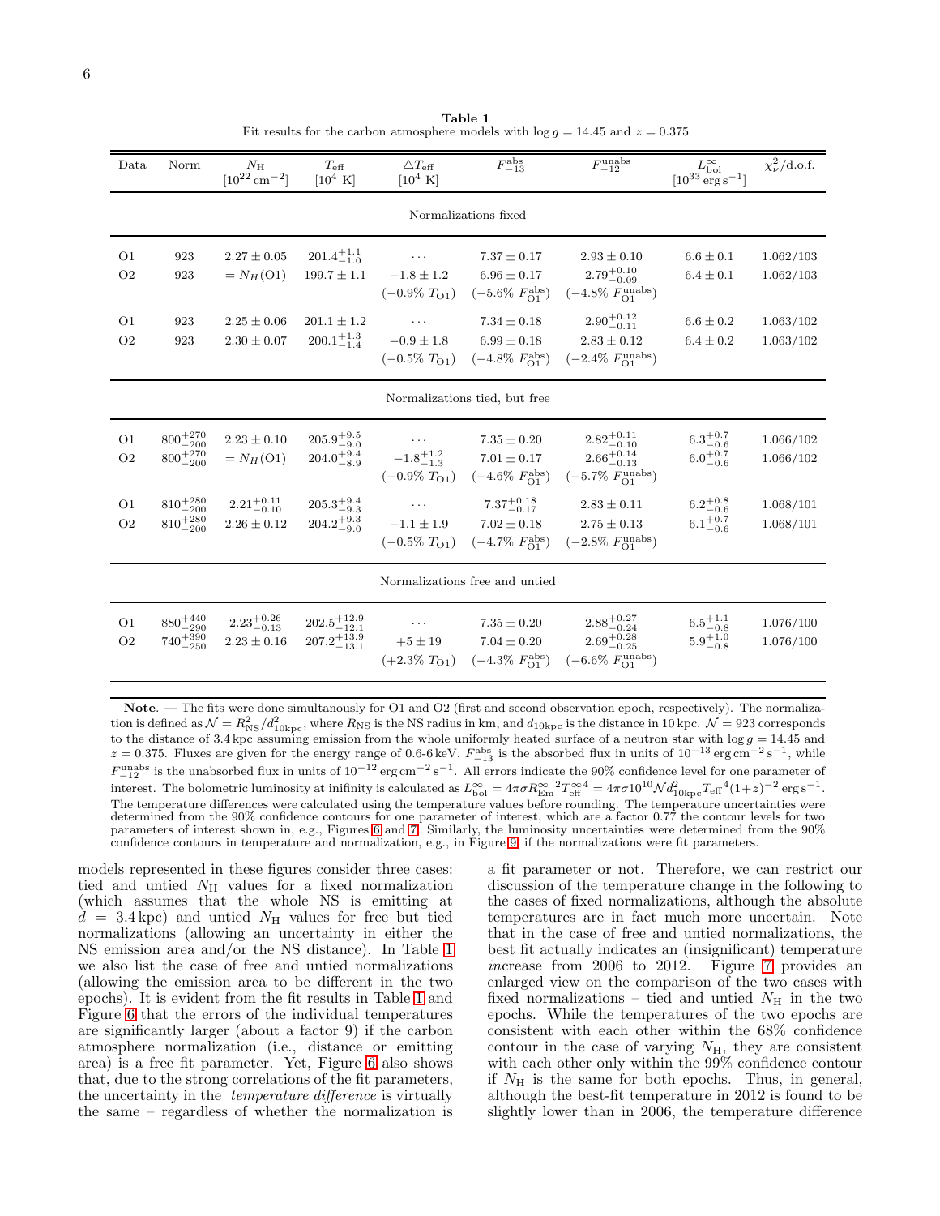**Table 1**
Fit results for the carbon atmosphere models with $\log g = 14.45$ and $z = 0.375$

| Data | Norm | $N_{\rm H}$ [$10^{22}\,{\rm cm}^{-2}$] | $T_{\rm eff}$ [$10^4$ K] | $\triangle T_{\rm eff}$ [$10^4$ K] | $F_{-13}^{\rm abs}$ | $F_{-12}^{\rm unabs}$ | $L_{\rm bol}^{\infty}$ [$10^{33}\,{\rm erg\,s^{-1}}$] | $\chi^2_\nu$/d.o.f. |
|---|---|---|---|---|---|---|---|---|
| | | | | Normalizations fixed | | | | |
| O1 | 923 | $2.27 \pm 0.05$ | $201.4^{+1.1}_{-1.0}$ | $\cdots$ | $7.37 \pm 0.17$ | $2.93 \pm 0.10$ | $6.6 \pm 0.1$ | 1.062/103 |
| O2 | 923 | $= N_H({\rm O1})$ | $199.7 \pm 1.1$ | $-1.8 \pm 1.2$ ($-0.9\%$ $T_{\rm O1}$) | $6.96 \pm 0.17$ ($-5.6\%$ $F_{\rm O1}^{\rm abs}$) | $2.79^{+0.10}_{-0.09}$ ($-4.8\%$ $F_{\rm O1}^{\rm unabs}$) | $6.4 \pm 0.1$ | 1.062/103 |
| O1 | 923 | $2.25 \pm 0.06$ | $201.1 \pm 1.2$ | $\cdots$ | $7.34 \pm 0.18$ | $2.90^{+0.12}_{-0.11}$ | $6.6 \pm 0.2$ | 1.063/102 |
| O2 | 923 | $2.30 \pm 0.07$ | $200.1^{+1.3}_{-1.4}$ | $-0.9 \pm 1.8$ ($-0.5\%$ $T_{\rm O1}$) | $6.99 \pm 0.18$ ($-4.8\%$ $F_{\rm O1}^{\rm abs}$) | $2.83 \pm 0.12$ ($-2.4\%$ $F_{\rm O1}^{\rm unabs}$) | $6.4 \pm 0.2$ | 1.063/102 |
| | | | | Normalizations tied, but free | | | | |
| O1 | $800^{+270}_{-200}$ | $2.23 \pm 0.10$ | $205.9^{+9.5}_{-9.0}$ | $\cdots$ | $7.35 \pm 0.20$ | $2.82^{+0.11}_{-0.10}$ | $6.3^{+0.7}_{-0.6}$ | 1.066/102 |
| O2 | $800^{+270}_{-200}$ | $= N_H({\rm O1})$ | $204.0^{+9.4}_{-8.9}$ | $-1.8^{+1.2}_{-1.3}$ ($-0.9\%$ $T_{\rm O1}$) | $7.01 \pm 0.17$ ($-4.6\%$ $F_{\rm O1}^{\rm abs}$) | $2.66^{+0.14}_{-0.13}$ ($-5.7\%$ $F_{\rm O1}^{\rm unabs}$) | $6.0^{+0.7}_{-0.6}$ | 1.066/102 |
| O1 | $810^{+280}_{-200}$ | $2.21^{+0.11}_{-0.10}$ | $205.3^{+9.4}_{-9.3}$ | $\cdots$ | $7.37^{+0.18}_{-0.17}$ | $2.83 \pm 0.11$ | $6.2^{+0.8}_{-0.6}$ | 1.068/101 |
| O2 | $810^{+280}_{-200}$ | $2.26 \pm 0.12$ | $204.2^{+9.3}_{-9.0}$ | $-1.1 \pm 1.9$ ($-0.5\%$ $T_{\rm O1}$) | $7.02 \pm 0.18$ ($-4.7\%$ $F_{\rm O1}^{\rm abs}$) | $2.75 \pm 0.13$ ($-2.8\%$ $F_{\rm O1}^{\rm unabs}$) | $6.1^{+0.7}_{-0.6}$ | 1.068/101 |
| | | | | Normalizations free and untied | | | | |
| O1 | $880^{+440}_{-290}$ | $2.23^{+0.26}_{-0.13}$ | $202.5^{+12.9}_{-12.1}$ | $\cdots$ | $7.35 \pm 0.20$ | $2.88^{+0.27}_{-0.24}$ | $6.5^{+1.1}_{-0.8}$ | 1.076/100 |
| O2 | $740^{+390}_{-250}$ | $2.23 \pm 0.16$ | $207.2^{+13.9}_{-13.1}$ | $+5 \pm 19$ ($+2.3\%$ $T_{\rm O1}$) | $7.04 \pm 0.20$ ($-4.3\%$ $F_{\rm O1}^{\rm abs}$) | $2.69^{+0.28}_{-0.25}$ ($-6.6\%$ $F_{\rm O1}^{\rm unabs}$) | $5.9^{+1.0}_{-0.8}$ | 1.076/100 |

**Note**. — The fits were done simultanously for O1 and O2 (first and second observation epoch, respectively). The normalization is defined as $\mathcal{N} = R_{\rm NS}^2/d_{\rm 10kpc}^2$, where $R_{\rm NS}$ is the NS radius in km, and $d_{\rm 10kpc}$ is the distance in 10 kpc. $\mathcal{N} = 923$ corresponds to the distance of 3.4 kpc assuming emission from the whole uniformly heated surface of a neutron star with $\log g = 14.45$ and $z = 0.375$. Fluxes are given for the energy range of 0.6-6 keV. $F_{-13}^{\rm abs}$ is the absorbed flux in units of $10^{-13}\,{\rm erg\,cm^{-2}\,s^{-1}}$, while $F_{-12}^{\rm unabs}$ is the unabsorbed flux in units of $10^{-12}\,{\rm erg\,cm^{-2}\,s^{-1}}$. All errors indicate the 90% confidence level for one parameter of interest. The bolometric luminosity at inifinity is calculated as $L_{\rm bol}^{\infty} = 4\pi\sigma R_{\rm Em}^{\infty\,2} T_{\rm eff}^{\infty\,4} = 4\pi\sigma 10^{10} \mathcal{N} d_{\rm 10kpc}^2 T_{\rm eff}{}^4 (1+z)^{-2}\,{\rm erg\,s^{-1}}$. The temperature differences were calculated using the temperature values before rounding. The temperature uncertainties were determined from the 90% confidence contours for one parameter of interest, which are a factor 0.77 the contour levels for two parameters of interest shown in, e.g., Figures 6 and 7. Similarly, the luminosity uncertainties were determined from the 90% confidence contours in temperature and normalization, e.g., in Figure 9, if the normalizations were fit parameters.

models represented in these figures consider three cases: tied and untied $N_{\rm H}$ values for a fixed normalization (which assumes that the whole NS is emitting at $d = 3.4$ kpc) and untied $N_{\rm H}$ values for free but tied normalizations (allowing an uncertainty in either the NS emission area and/or the NS distance). In Table 1 we also list the case of free and untied normalizations (allowing the emission area to be different in the two epochs). It is evident from the fit results in Table 1 and Figure 6 that the errors of the individual temperatures are significantly larger (about a factor 9) if the carbon atmosphere normalization (i.e., distance or emitting area) is a free fit parameter. Yet, Figure 6 also shows that, due to the strong correlations of the fit parameters, the uncertainty in the *temperature difference* is virtually the same – regardless of whether the normalization is a fit parameter or not. Therefore, we can restrict our discussion of the temperature change in the following to the cases of fixed normalizations, although the absolute temperatures are in fact much more uncertain. Note that in the case of free and untied normalizations, the best fit actually indicates an (insignificant) temperature *in*crease from 2006 to 2012. Figure 7 provides an enlarged view on the comparison of the two cases with fixed normalizations – tied and untied $N_{\rm H}$ in the two epochs. While the temperatures of the two epochs are consistent with each other within the 68% confidence contour in the case of varying $N_{\rm H}$, they are consistent with each other only within the 99% confidence contour if $N_{\rm H}$ is the same for both epochs. Thus, in general, although the best-fit temperature in 2012 is found to be slightly lower than in 2006, the temperature difference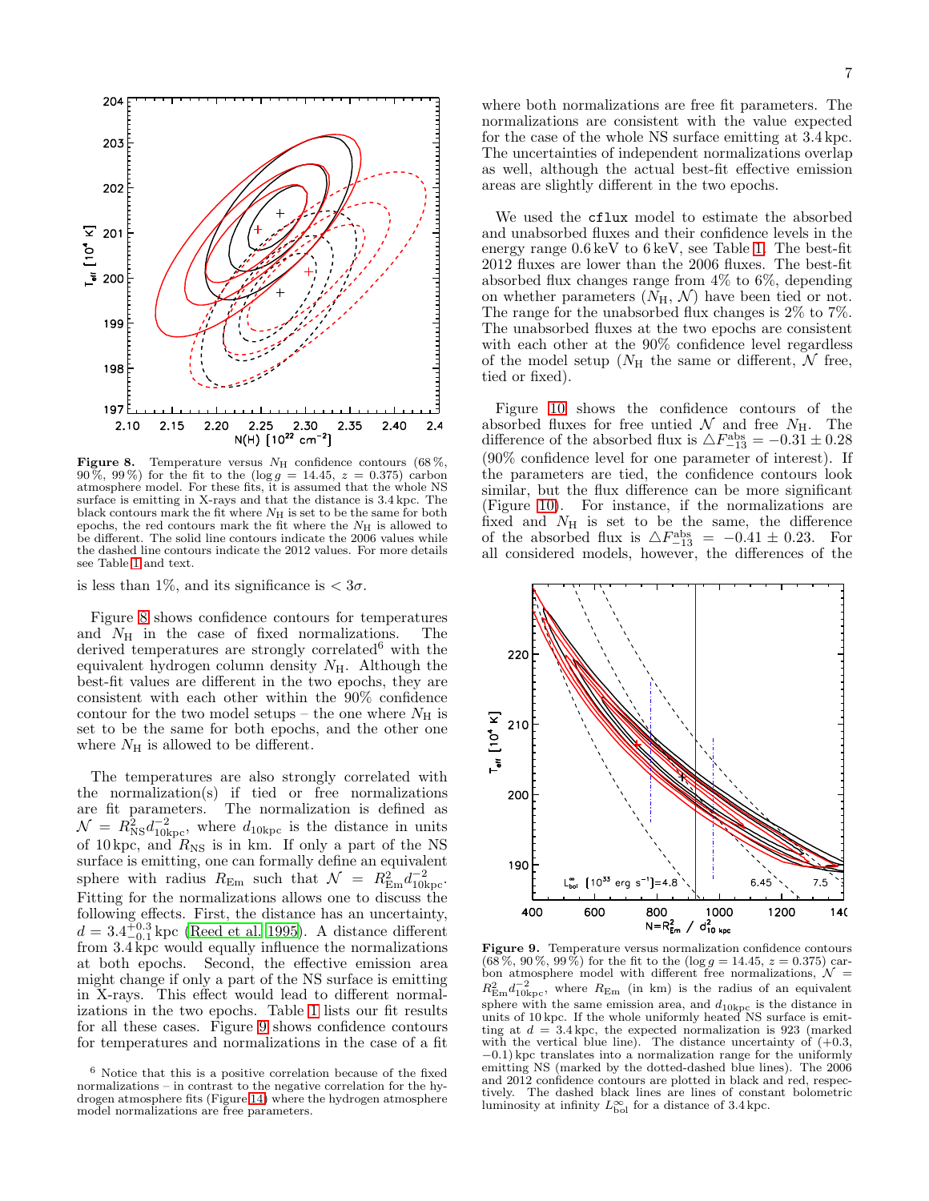**Figure 8.** Temperature versus $N_{\rm H}$ confidence contours (68 %, 90 %, 99 %) for the fit to the ($\log g = 14.45$, $z = 0.375$) carbon atmosphere model. For these fits, it is assumed that the whole NS surface is emitting in X-rays and that the distance is 3.4 kpc. The black contours mark the fit where $N_{\rm H}$ is set to be the same for both epochs, the red contours mark the fit where the $N_{\rm H}$ is allowed to be different. The solid line contours indicate the 2006 values while the dashed line contours indicate the 2012 values. For more details see Table 1 and text.

is less than 1%, and its significance is $< 3\sigma$.

Figure 8 shows confidence contours for temperatures and $N_{\rm H}$ in the case of fixed normalizations. The derived temperatures are strongly correlated[6] with the equivalent hydrogen column density $N_{\rm H}$. Although the best-fit values are different in the two epochs, they are consistent with each other within the 90% confidence contour for the two model setups – the one where $N_{\rm H}$ is set to be the same for both epochs, and the other one where $N_{\rm H}$ is allowed to be different.

The temperatures are also strongly correlated with the normalization(s) if tied or free normalizations are fit parameters. The normalization is defined as $\mathcal{N} = R_{\rm NS}^2 d_{\rm 10kpc}^{-2}$, where $d_{\rm 10kpc}$ is the distance in units of 10 kpc, and $R_{\rm NS}$ is in km. If only a part of the NS surface is emitting, one can formally define an equivalent sphere with radius $R_{\rm Em}$ such that $\mathcal{N} = R_{\rm Em}^2 d_{\rm 10kpc}^{-2}$. Fitting for the normalizations allows one to discuss the following effects. First, the distance has an uncertainty, $d = 3.4^{+0.3}_{-0.1}$ kpc (Reed et al. 1995). A distance different from 3.4 kpc would equally influence the normalizations at both epochs. Second, the effective emission area might change if only a part of the NS surface is emitting in X-rays. This effect would lead to different normalizations in the two epochs. Table 1 lists our fit results for all these cases. Figure 9 shows confidence contours for temperatures and normalizations in the case of a fit where both normalizations are free fit parameters. The normalizations are consistent with the value expected for the case of the whole NS surface emitting at 3.4 kpc. The uncertainties of independent normalizations overlap as well, although the actual best-fit effective emission areas are slightly different in the two epochs.

We used the `cflux` model to estimate the absorbed and unabsorbed fluxes and their confidence levels in the energy range 0.6 keV to 6 keV, see Table 1. The best-fit 2012 fluxes are lower than the 2006 fluxes. The best-fit absorbed flux changes range from 4% to 6%, depending on whether parameters ($N_{\rm H}$, $\mathcal{N}$) have been tied or not. The range for the unabsorbed flux changes is 2% to 7%. The unabsorbed fluxes at the two epochs are consistent with each other at the 90% confidence level regardless of the model setup ($N_{\rm H}$ the same or different, $\mathcal{N}$ free, tied or fixed).

Figure 10 shows the confidence contours of the absorbed fluxes for free untied $\mathcal{N}$ and free $N_{\rm H}$. The difference of the absorbed flux is $\triangle F_{-13}^{\rm abs} = -0.31 \pm 0.28$ (90% confidence level for one parameter of interest). If the parameters are tied, the confidence contours look similar, but the flux difference can be more significant (Figure 10). For instance, if the normalizations are fixed and $N_{\rm H}$ is set to be the same, the difference of the absorbed flux is $\triangle F_{-13}^{\rm abs} = -0.41 \pm 0.23$. For all considered models, however, the differences of the

**Figure 9.** Temperature versus normalization confidence contours (68 %, 90 %, 99 %) for the fit to the ($\log g = 14.45$, $z = 0.375$) carbon atmosphere model with different free normalizations, $\mathcal{N} = R_{\rm Em}^2 d_{\rm 10kpc}^{-2}$, where $R_{\rm Em}$ (in km) is the radius of an equivalent sphere with the same emission area, and $d_{\rm 10kpc}$ is the distance in units of 10 kpc. If the whole uniformly heated NS surface is emitting at $d = 3.4$ kpc, the expected normalization is 923 (marked with the vertical blue line). The distance uncertainty of (+0.3, −0.1) kpc translates into a normalization range for the uniformly emitting NS (marked by the dotted-dashed blue lines). The 2006 and 2012 confidence contours are plotted in black and red, respectively. The dashed black lines are lines of constant bolometric luminosity at infinity $L_{\rm bol}^{\infty}$ for a distance of 3.4 kpc.

[6] Notice that this is a positive correlation because of the fixed normalizations – in contrast to the negative correlation for the hydrogen atmosphere fits (Figure 14) where the hydrogen atmosphere model normalizations are free parameters.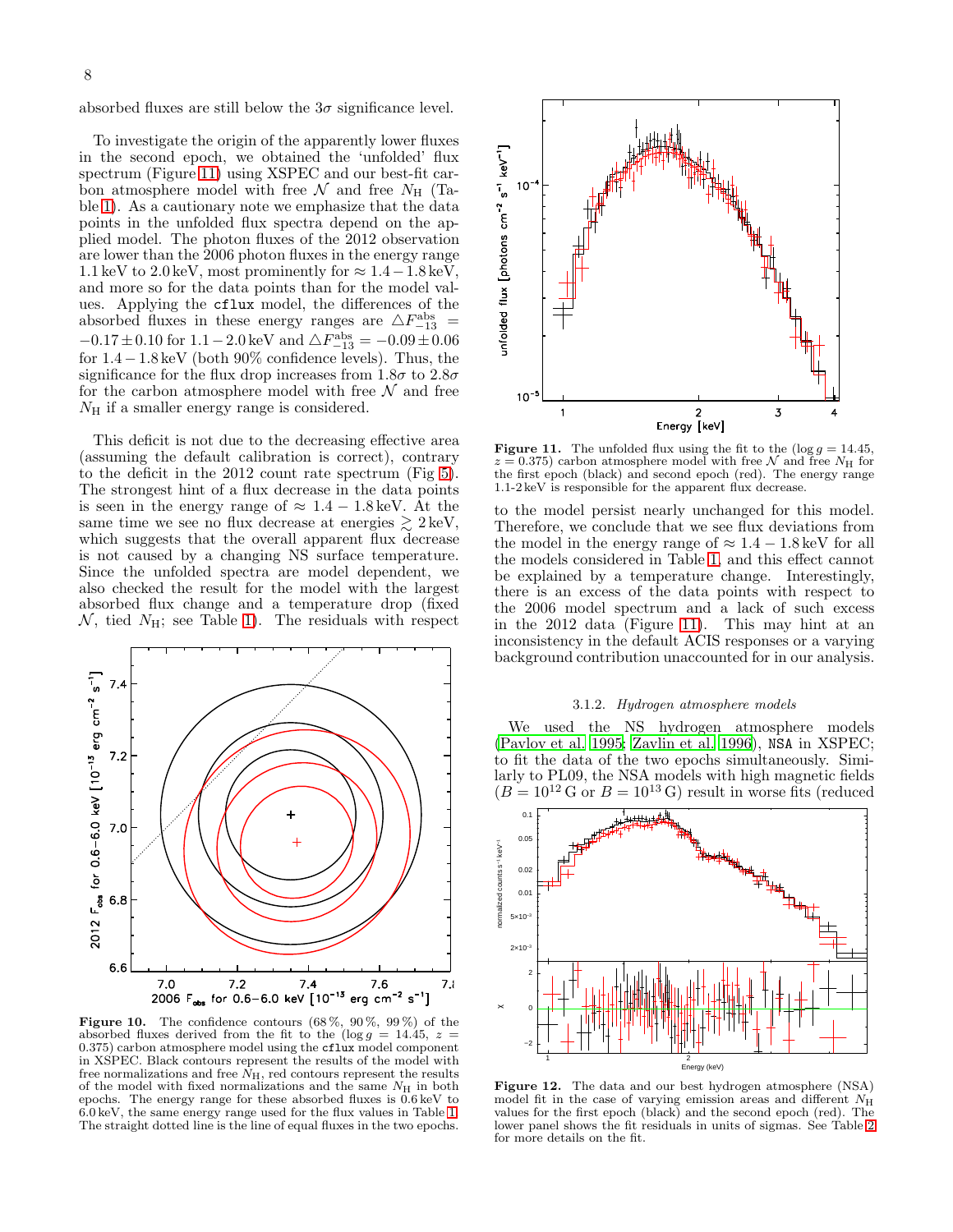absorbed fluxes are still below the $3\sigma$ significance level.

To investigate the origin of the apparently lower fluxes in the second epoch, we obtained the 'unfolded' flux spectrum (Figure 11) using XSPEC and our best-fit carbon atmosphere model with free $\mathcal{N}$ and free $N_{\rm H}$ (Table 1). As a cautionary note we emphasize that the data points in the unfolded flux spectra depend on the applied model. The photon fluxes of the 2012 observation are lower than the 2006 photon fluxes in the energy range 1.1 keV to 2.0 keV, most prominently for $\approx 1.4-1.8$ keV, and more so for the data points than for the model values. Applying the `cflux` model, the differences of the absorbed fluxes in these energy ranges are $\triangle F^{\rm abs}_{-13} = -0.17 \pm 0.10$ for $1.1-2.0$ keV and $\triangle F^{\rm abs}_{-13} = -0.09 \pm 0.06$ for $1.4-1.8$ keV (both 90% confidence levels). Thus, the significance for the flux drop increases from $1.8\sigma$ to $2.8\sigma$ for the carbon atmosphere model with free $\mathcal{N}$ and free $N_{\rm H}$ if a smaller energy range is considered.

This deficit is not due to the decreasing effective area (assuming the default calibration is correct), contrary to the deficit in the 2012 count rate spectrum (Fig 5). The strongest hint of a flux decrease in the data points is seen in the energy range of $\approx 1.4-1.8$ keV. At the same time we see no flux decrease at energies $\gtrsim 2$ keV, which suggests that the overall apparent flux decrease is not caused by a changing NS surface temperature. Since the unfolded spectra are model dependent, we also checked the result for the model with the largest absorbed flux change and a temperature drop (fixed $\mathcal{N}$, tied $N_{\rm H}$; see Table 1). The residuals with respect to the model persist nearly unchanged for this model. Therefore, we conclude that we see flux deviations from the model in the energy range of $\approx 1.4-1.8$ keV for all the models considered in Table 1, and this effect cannot be explained by a temperature change. Interestingly, there is an excess of the data points with respect to the 2006 model spectrum and a lack of such excess in the 2012 data (Figure 11). This may hint at an inconsistency in the default ACIS responses or a varying background contribution unaccounted for in our analysis.

**Figure 10.** The confidence contours (68 %, 90 %, 99 %) of the absorbed fluxes derived from the fit to the ($\log g = 14.45$, $z = 0.375$) carbon atmosphere model using the `cflux` model component in XSPEC. Black contours represent the results of the model with free normalizations and free $N_{\rm H}$, red contours represent the results of the model with fixed normalizations and the same $N_{\rm H}$ in both epochs. The energy range for these absorbed fluxes is 0.6 keV to 6.0 keV, the same energy range used for the flux values in Table 1. The straight dotted line is the line of equal fluxes in the two epochs.

**Figure 11.** The unfolded flux using the fit to the ($\log g = 14.45$, $z = 0.375$) carbon atmosphere model with free $\mathcal{N}$ and free $N_{\rm H}$ for the first epoch (black) and second epoch (red). The energy range 1.1-2 keV is responsible for the apparent flux decrease.

### 3.1.2. *Hydrogen atmosphere models*

We used the NS hydrogen atmosphere models (Pavlov et al. 1995; Zavlin et al. 1996), `NSA` in XSPEC; to fit the data of the two epochs simultaneously. Similarly to PL09, the NSA models with high magnetic fields ($B = 10^{12}$ G or $B = 10^{13}$ G) result in worse fits (reduced

**Figure 12.** The data and our best hydrogen atmosphere (NSA) model fit in the case of varying emission areas and different $N_{\rm H}$ values for the first epoch (black) and the second epoch (red). The lower panel shows the fit residuals in units of sigmas. See Table 2 for more details on the fit.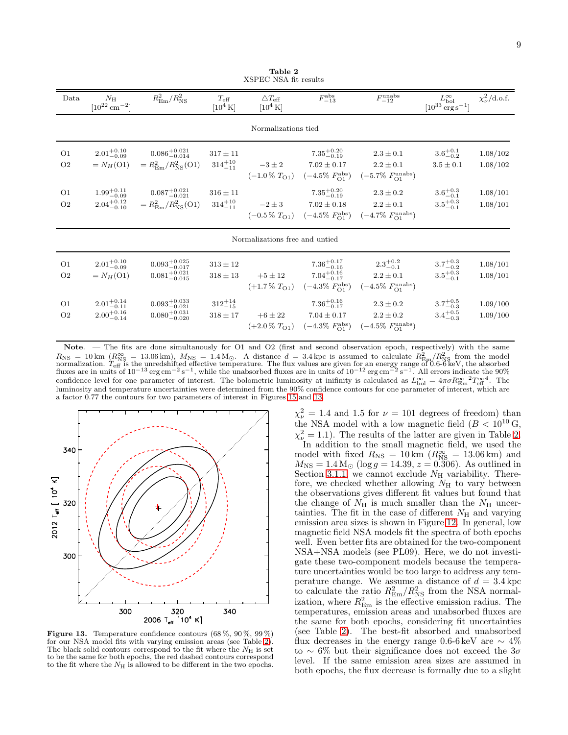**Table 2**
XSPEC NSA fit results

| Data | $N_{\rm H}$ [$10^{22}\,{\rm cm}^{-2}$] | $R^2_{\rm Em}/R^2_{\rm NS}$ | $T_{\rm eff}$ [$10^4\,{\rm K}$] | $\triangle T_{\rm eff}$ [$10^4\,{\rm K}$] | $F^{\rm abs}_{-13}$ | $F^{\rm unabs}_{-12}$ | $L^\infty_{\rm bol}$ [$10^{33}\,{\rm erg\,s^{-1}}$] | $\chi^2_\nu$/d.o.f. |
|---|---|---|---|---|---|---|---|---|
| | | | | Normalizations tied | | | | |
| O1 | $2.01^{+0.10}_{-0.09}$ | $0.086^{+0.021}_{-0.014}$ | $317\pm11$ | | $7.35^{+0.20}_{-0.19}$ | $2.3\pm0.1$ | $3.6^{+0.1}_{-0.2}$ | 1.08/102 |
| O2 | $=N_H$(O1) | $=R^2_{\rm Em}/R^2_{\rm NS}$(O1) | $314^{+10}_{-11}$ | $-3\pm2$ | $7.02\pm0.17$ | $2.2\pm0.1$ | $3.5\pm0.1$ | 1.08/102 |
| | | | | ($-1.0\%$ $T_{\rm O1}$) | ($-4.5\%$ $F^{\rm abs}_{\rm O1}$) | ($-5.7\%$ $F^{\rm unabs}_{\rm O1}$) | | |
| O1 | $1.99^{+0.11}_{-0.09}$ | $0.087^{+0.021}_{-0.021}$ | $316\pm11$ | | $7.35^{+0.20}_{-0.19}$ | $2.3\pm0.2$ | $3.6^{+0.3}_{-0.1}$ | 1.08/101 |
| O2 | $2.04^{+0.12}_{-0.10}$ | $=R^2_{\rm Em}/R^2_{\rm NS}$(O1) | $314^{+10}_{-11}$ | $-2\pm3$ | $7.02\pm0.18$ | $2.2\pm0.1$ | $3.5^{+0.3}_{-0.1}$ | 1.08/101 |
| | | | | ($-0.5\%$ $T_{\rm O1}$) | ($-4.5\%$ $F^{\rm abs}_{\rm O1}$) | ($-4.7\%$ $F^{\rm unabs}_{\rm O1}$) | | |
| | | | | Normalizations free and untied | | | | |
| O1 | $2.01^{+0.10}_{-0.09}$ | $0.093^{+0.025}_{-0.017}$ | $313\pm12$ | | $7.36^{+0.17}_{-0.16}$ | $2.3^{+0.2}_{-0.1}$ | $3.7^{+0.3}_{-0.2}$ | 1.08/101 |
| O2 | $=N_H$(O1) | $0.081^{+0.021}_{-0.015}$ | $318\pm13$ | $+5\pm12$ | $7.04^{+0.16}_{-0.17}$ | $2.2\pm0.1$ | $3.5^{+0.3}_{-0.1}$ | 1.08/101 |
| | | | | ($+1.7\%$ $T_{\rm O1}$) | ($-4.3\%$ $F^{\rm abs}_{\rm O1}$) | ($-4.5\%$ $F^{\rm unabs}_{\rm O1}$) | | |
| O1 | $2.01^{+0.14}_{-0.11}$ | $0.093^{+0.033}_{-0.021}$ | $312^{+14}_{-15}$ | | $7.36^{+0.16}_{-0.17}$ | $2.3\pm0.2$ | $3.7^{+0.5}_{-0.3}$ | 1.09/100 |
| O2 | $2.00^{+0.16}_{-0.14}$ | $0.080^{+0.031}_{-0.020}$ | $318\pm17$ | $+6\pm22$ | $7.04\pm0.17$ | $2.2\pm0.2$ | $3.4^{+0.5}_{-0.3}$ | 1.09/100 |
| | | | | ($+2.0\%$ $T_{\rm O1}$) | ($-4.3\%$ $F^{\rm abs}_{\rm O1}$) | ($-4.5\%$ $F^{\rm unabs}_{\rm O1}$) | | |

**Note**. — The fits are done simultanously for O1 and O2 (first and second observation epoch, respectively) with the same $R_{\rm NS}=10\,{\rm km}$ ($R^\infty_{\rm NS}=13.06\,{\rm km}$), $M_{\rm NS}=1.4\,{\rm M}_\odot$. A distance $d=3.4\,{\rm kpc}$ is assumed to calculate $R^2_{\rm Em}/R^2_{\rm NS}$ from the model normalization. $T_{\rm eff}$ is the unredshifted effective temperature. The flux values are given for an energy range of 0.6-6 keV, the absorbed fluxes are in units of $10^{-13}\,{\rm erg\,cm^{-2}\,s^{-1}}$, while the unabsorbed fluxes are in units of $10^{-12}\,{\rm erg\,cm^{-2}\,s^{-1}}$. All errors indicate the 90% confidence level for one parameter of interest. The bolometric luminosity at inifinity is calculated as $L^\infty_{\rm bol}=4\pi\sigma R^{\infty\,2}_{\rm Em}T^{\infty\,4}_{\rm eff}$. The luminosity and temperature uncertainties were determined from the 90% confidence contours for one parameter of interest, which are a factor 0.77 the contours for two parameters of interest in Figures 15 and 13.

**Figure 13.** Temperature confidence contours (68 %, 90 %, 99 %) for our NSA model fits with varying emission areas (see Table 2). The black solid contours correspond to the fit where the $N_{\rm H}$ is set to be the same for both epochs, the red dashed contours correspond to the fit where the $N_{\rm H}$ is allowed to be different in the two epochs.

$\chi^2_\nu=1.4$ and 1.5 for $\nu=101$ degrees of freedom) than the NSA model with a low magnetic field ($B<10^{10}$ G, $\chi^2_\nu=1.1$). The results of the latter are given in Table 2.

In addition to the small magnetic field, we used the model with fixed $R_{\rm NS}=10\,{\rm km}$ ($R^\infty_{\rm NS}=13.06\,{\rm km}$) and $M_{\rm NS}=1.4\,{\rm M}_\odot$ ($\log g=14.39$, $z=0.306$). As outlined in Section 3.1.1, we cannot exclude $N_{\rm H}$ variability. Therefore, we checked whether allowing $N_{\rm H}$ to vary between the observations gives different fit values but found that the change of $N_{\rm H}$ is much smaller than the $N_{\rm H}$ uncertainties. The fit in the case of different $N_{\rm H}$ and varying emission area sizes is shown in Figure 12. In general, low magnetic field NSA models fit the spectra of both epochs well. Even better fits are obtained for the two-component NSA+NSA models (see PL09). Here, we do not investigate these two-component models because the temperature uncertainties would be too large to address any temperature change. We assume a distance of $d=3.4\,{\rm kpc}$ to calculate the ratio $R^2_{\rm Em}/R^2_{\rm NS}$ from the NSA normalization, where $R^2_{\rm Em}$ is the effective emission radius. The temperatures, emission areas and unabsorbed fluxes are the same for both epochs, considering fit uncertainties (see Table 2). The best-fit absorbed and unabsorbed flux decreases in the energy range 0.6-6 keV are $\sim4\%$ to $\sim6\%$ but their significance does not exceed the $3\sigma$ level. If the same emission area sizes are assumed in both epochs, the flux decrease is formally due to a slight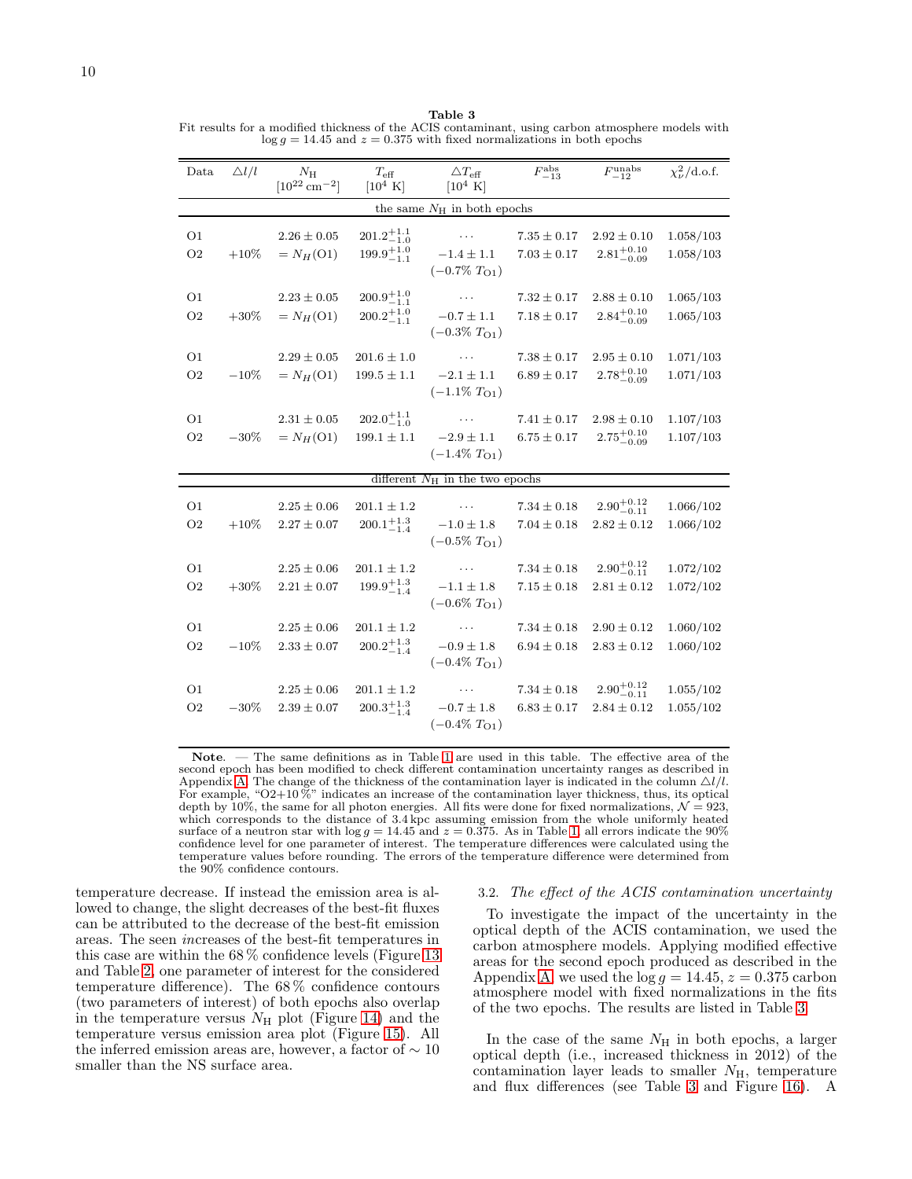**Table 3**
Fit results for a modified thickness of the ACIS contaminant, using carbon atmosphere models with $\log g = 14.45$ and $z = 0.375$ with fixed normalizations in both epochs

| Data | $\triangle l/l$ | $N_{\rm H}$ [$10^{22}\,{\rm cm}^{-2}$] | $T_{\rm eff}$ [$10^4$ K] | $\triangle T_{\rm eff}$ [$10^4$ K] | $F^{\rm abs}_{-13}$ | $F^{\rm unabs}_{-12}$ | $\chi^2_\nu$/d.o.f. |
|---|---|---|---|---|---|---|---|
| the same $N_{\rm H}$ in both epochs | | | | | | | |
| O1 | | $2.26 \pm 0.05$ | $201.2^{+1.1}_{-1.0}$ | $\cdots$ | $7.35 \pm 0.17$ | $2.92 \pm 0.10$ | 1.058/103 |
| O2 | $+10\%$ | $= N_H$(O1) | $199.9^{+1.0}_{-1.1}$ | $-1.4 \pm 1.1$ ($-0.7\%$ $T_{\rm O1}$) | $7.03 \pm 0.17$ | $2.81^{+0.10}_{-0.09}$ | 1.058/103 |
| O1 | | $2.23 \pm 0.05$ | $200.9^{+1.0}_{-1.1}$ | $\cdots$ | $7.32 \pm 0.17$ | $2.88 \pm 0.10$ | 1.065/103 |
| O2 | $+30\%$ | $= N_H$(O1) | $200.2^{+1.0}_{-1.1}$ | $-0.7 \pm 1.1$ ($-0.3\%$ $T_{\rm O1}$) | $7.18 \pm 0.17$ | $2.84^{+0.10}_{-0.09}$ | 1.065/103 |
| O1 | | $2.29 \pm 0.05$ | $201.6 \pm 1.0$ | $\cdots$ | $7.38 \pm 0.17$ | $2.95 \pm 0.10$ | 1.071/103 |
| O2 | $-10\%$ | $= N_H$(O1) | $199.5 \pm 1.1$ | $-2.1 \pm 1.1$ ($-1.1\%$ $T_{\rm O1}$) | $6.89 \pm 0.17$ | $2.78^{+0.10}_{-0.09}$ | 1.071/103 |
| O1 | | $2.31 \pm 0.05$ | $202.0^{+1.1}_{-1.0}$ | $\cdots$ | $7.41 \pm 0.17$ | $2.98 \pm 0.10$ | 1.107/103 |
| O2 | $-30\%$ | $= N_H$(O1) | $199.1 \pm 1.1$ | $-2.9 \pm 1.1$ ($-1.4\%$ $T_{\rm O1}$) | $6.75 \pm 0.17$ | $2.75^{+0.10}_{-0.09}$ | 1.107/103 |
| different $N_{\rm H}$ in the two epochs | | | | | | | |
| O1 | | $2.25 \pm 0.06$ | $201.1 \pm 1.2$ | $\cdots$ | $7.34 \pm 0.18$ | $2.90^{+0.12}_{-0.11}$ | 1.066/102 |
| O2 | $+10\%$ | $2.27 \pm 0.07$ | $200.1^{+1.3}_{-1.4}$ | $-1.0 \pm 1.8$ ($-0.5\%$ $T_{\rm O1}$) | $7.04 \pm 0.18$ | $2.82 \pm 0.12$ | 1.066/102 |
| O1 | | $2.25 \pm 0.06$ | $201.1 \pm 1.2$ | $\cdots$ | $7.34 \pm 0.18$ | $2.90^{+0.12}_{-0.11}$ | 1.072/102 |
| O2 | $+30\%$ | $2.21 \pm 0.07$ | $199.9^{+1.3}_{-1.4}$ | $-1.1 \pm 1.8$ ($-0.6\%$ $T_{\rm O1}$) | $7.15 \pm 0.18$ | $2.81 \pm 0.12$ | 1.072/102 |
| O1 | | $2.25 \pm 0.06$ | $201.1 \pm 1.2$ | $\cdots$ | $7.34 \pm 0.18$ | $2.90 \pm 0.12$ | 1.060/102 |
| O2 | $-10\%$ | $2.33 \pm 0.07$ | $200.2^{+1.3}_{-1.4}$ | $-0.9 \pm 1.8$ ($-0.4\%$ $T_{\rm O1}$) | $6.94 \pm 0.18$ | $2.83 \pm 0.12$ | 1.060/102 |
| O1 | | $2.25 \pm 0.06$ | $201.1 \pm 1.2$ | $\cdots$ | $7.34 \pm 0.18$ | $2.90^{+0.12}_{-0.11}$ | 1.055/102 |
| O2 | $-30\%$ | $2.39 \pm 0.07$ | $200.3^{+1.3}_{-1.4}$ | $-0.7 \pm 1.8$ ($-0.4\%$ $T_{\rm O1}$) | $6.83 \pm 0.17$ | $2.84 \pm 0.12$ | 1.055/102 |

**Note**. — The same definitions as in Table 1 are used in this table. The effective area of the second epoch has been modified to check different contamination uncertainty ranges as described in Appendix A. The change of the thickness of the contamination layer is indicated in the column $\triangle l/l$. For example, "O2+10 %" indicates an increase of the contamination layer thickness, thus, its optical depth by 10%, the same for all photon energies. All fits were done for fixed normalizations, $\mathcal{N} = 923$, which corresponds to the distance of 3.4 kpc assuming emission from the whole uniformly heated surface of a neutron star with $\log g = 14.45$ and $z = 0.375$. As in Table 1, all errors indicate the 90% confidence level for one parameter of interest. The temperature differences were calculated using the temperature values before rounding. The errors of the temperature difference were determined from the 90% confidence contours.

temperature decrease. If instead the emission area is allowed to change, the slight decreases of the best-fit fluxes can be attributed to the decrease of the best-fit emission areas. The seen *in*creases of the best-fit temperatures in this case are within the 68 % confidence levels (Figure 13 and Table 2, one parameter of interest for the considered temperature difference). The 68 % confidence contours (two parameters of interest) of both epochs also overlap in the temperature versus $N_{\rm H}$ plot (Figure 14) and the temperature versus emission area plot (Figure 15). All the inferred emission areas are, however, a factor of $\sim 10$ smaller than the NS surface area.

### 3.2. *The effect of the ACIS contamination uncertainty*

To investigate the impact of the uncertainty in the optical depth of the ACIS contamination, we used the carbon atmosphere models. Applying modified effective areas for the second epoch produced as described in the Appendix A, we used the $\log g = 14.45$, $z = 0.375$ carbon atmosphere model with fixed normalizations in the fits of the two epochs. The results are listed in Table 3.

In the case of the same $N_{\rm H}$ in both epochs, a larger optical depth (i.e., increased thickness in 2012) of the contamination layer leads to smaller $N_{\rm H}$, temperature and flux differences (see Table 3 and Figure 16). A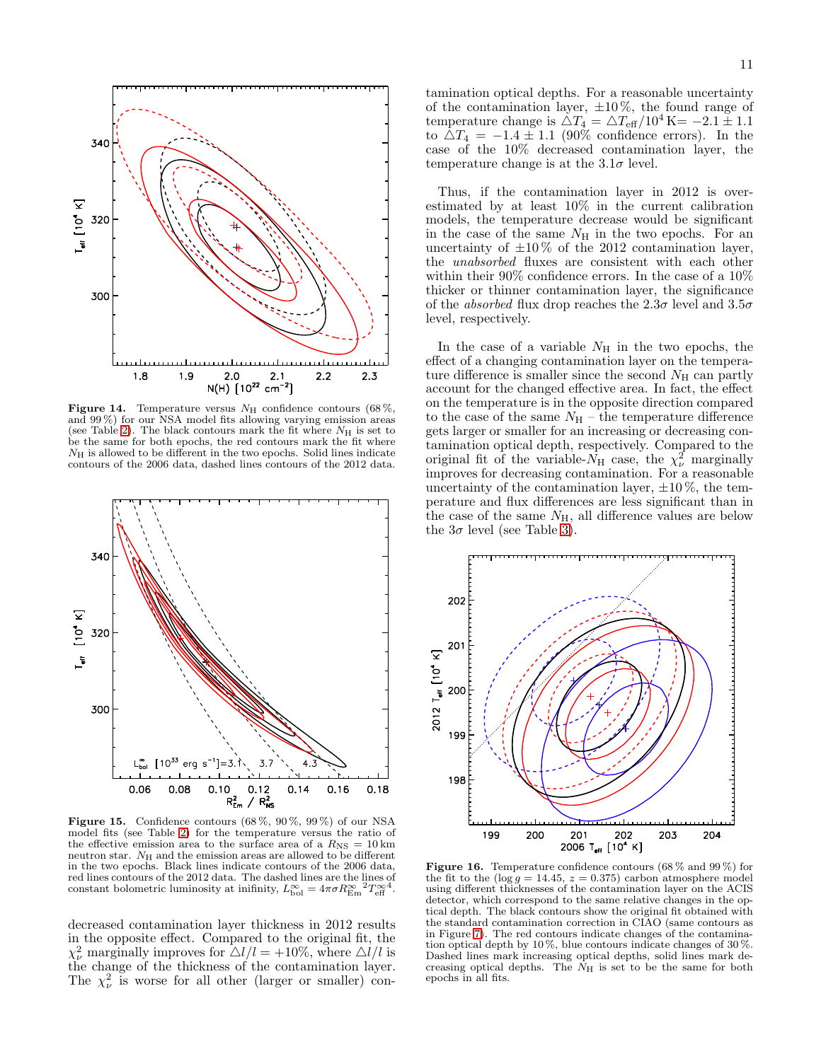**Figure 14.** Temperature versus $N_{\rm H}$ confidence contours (68 %, and 99 %) for our NSA model fits allowing varying emission areas (see Table 2). The black contours mark the fit where $N_{\rm H}$ is set to be the same for both epochs, the red contours mark the fit where $N_{\rm H}$ is allowed to be different in the two epochs. Solid lines indicate contours of the 2006 data, dashed lines contours of the 2012 data.

**Figure 15.** Confidence contours (68 %, 90 %, 99 %) of our NSA model fits (see Table 2) for the temperature versus the ratio of the effective emission area to the surface area of a $R_{\rm NS} = 10$ km neutron star. $N_{\rm H}$ and the emission areas are allowed to be different in the two epochs. Black lines indicate contours of the 2006 data, red lines contours of the 2012 data. The dashed lines are the lines of constant bolometric luminosity at inifinity, $L^{\infty}_{\rm bol} = 4\pi\sigma R^{\infty}_{\rm Em}{}^2 T^{\infty}_{\rm eff}{}^4$.

decreased contamination layer thickness in 2012 results in the opposite effect. Compared to the original fit, the $\chi^2_\nu$ marginally improves for $\triangle l/l = +10\%$, where $\triangle l/l$ is the change of the thickness of the contamination layer. The $\chi^2_\nu$ is worse for all other (larger or smaller) contamination optical depths. For a reasonable uncertainty of the contamination layer, $\pm 10$ %, the found range of temperature change is $\triangle T_4 = \triangle T_{\rm eff}/10^4\,{\rm K} = -2.1 \pm 1.1$ to $\triangle T_4 = -1.4 \pm 1.1$ (90% confidence errors). In the case of the 10% decreased contamination layer, the temperature change is at the $3.1\sigma$ level.

Thus, if the contamination layer in 2012 is overestimated by at least 10% in the current calibration models, the temperature decrease would be significant in the case of the same $N_{\rm H}$ in the two epochs. For an uncertainty of $\pm 10$ % of the 2012 contamination layer, the *unabsorbed* fluxes are consistent with each other within their 90% confidence errors. In the case of a 10% thicker or thinner contamination layer, the significance of the *absorbed* flux drop reaches the $2.3\sigma$ level and $3.5\sigma$ level, respectively.

In the case of a variable $N_{\rm H}$ in the two epochs, the effect of a changing contamination layer on the temperature difference is smaller since the second $N_{\rm H}$ can partly account for the changed effective area. In fact, the effect on the temperature is in the opposite direction compared to the case of the same $N_{\rm H}$ – the temperature difference gets larger or smaller for an increasing or decreasing contamination optical depth, respectively. Compared to the original fit of the variable-$N_{\rm H}$ case, the $\chi^2_\nu$ marginally improves for decreasing contamination. For a reasonable uncertainty of the contamination layer, $\pm 10$ %, the temperature and flux differences are less significant than in the case of the same $N_{\rm H}$, all difference values are below the $3\sigma$ level (see Table 3).

**Figure 16.** Temperature confidence contours (68 % and 99 %) for the fit to the ($\log g = 14.45$, $z = 0.375$) carbon atmosphere model using different thicknesses of the contamination layer on the ACIS detector, which correspond to the same relative changes in the optical depth. The black contours show the original fit obtained with the standard contamination correction in CIAO (same contours as in Figure 7). The red contours indicate changes of the contamination optical depth by 10 %, blue contours indicate changes of 30 %. Dashed lines mark increasing optical depths, solid lines mark decreasing optical depths. The $N_{\rm H}$ is set to be the same for both epochs in all fits.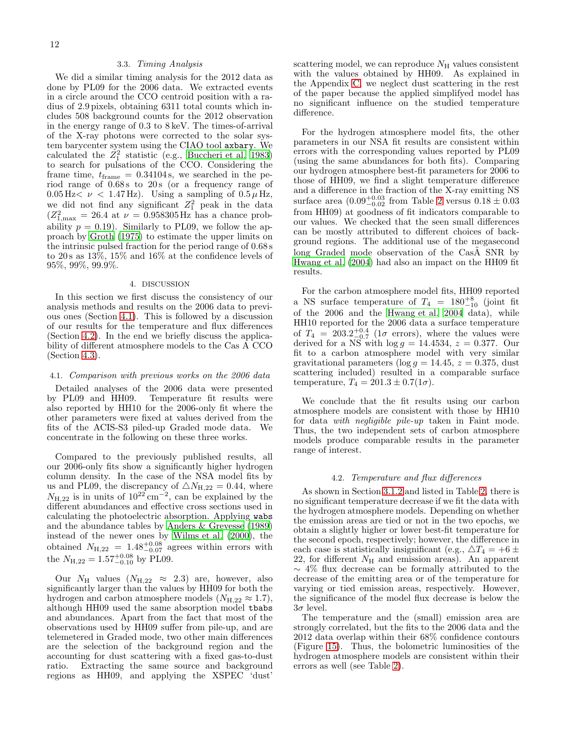### 3.3. *Timing Analysis*

We did a similar timing analysis for the 2012 data as done by PL09 for the 2006 data. We extracted events in a circle around the CCO centroid position with a radius of 2.9 pixels, obtaining 6311 total counts which includes 508 background counts for the 2012 observation in the energy range of 0.3 to 8 keV. The times-of-arrival of the X-ray photons were corrected to the solar system barycenter system using the CIAO tool `axbary`. We calculated the $Z_1^2$ statistic (e.g., Buccheri et al. 1983) to search for pulsations of the CCO. Considering the frame time, $t_{\rm frame} = 0.34104$ s, we searched in the period range of 0.68 s to 20 s (or a frequency range of $0.05\,{\rm Hz} < \nu < 1.47\,{\rm Hz}$). Using a sampling of $0.5\,\mu$Hz, we did not find any significant $Z_1^2$ peak in the data ($Z^2_{1,\rm max} = 26.4$ at $\nu = 0.958305$ Hz has a chance probability $p = 0.19$). Similarly to PL09, we follow the approach by Groth (1975) to estimate the upper limits on the intrinsic pulsed fraction for the period range of 0.68 s to 20 s as 13%, 15% and 16% at the confidence levels of 95%, 99%, 99.9%.

## 4. DISCUSSION

In this section we first discuss the consistency of our analysis methods and results on the 2006 data to previous ones (Section 4.1). This is followed by a discussion of our results for the temperature and flux differences (Section 4.2). In the end we briefly discuss the applicability of different atmosphere models to the Cas A CCO (Section 4.3).

### 4.1. *Comparison with previous works on the 2006 data*

Detailed analyses of the 2006 data were presented by PL09 and HH09. Temperature fit results were also reported by HH10 for the 2006-only fit where the other parameters were fixed at values derived from the fits of the ACIS-S3 piled-up Graded mode data. We concentrate in the following on these three works.

Compared to the previously published results, all our 2006-only fits show a significantly higher hydrogen column density. In the case of the NSA model fits by us and PL09, the discrepancy of $\triangle N_{\rm H,22} = 0.44$, where $N_{\rm H,22}$ is in units of $10^{22}\,{\rm cm}^{-2}$, can be explained by the different abundances and effective cross sections used in calculating the photoelectric absorption. Applying `wabs` and the abundance tables by Anders & Grevesse (1989) instead of the newer ones by Wilms et al. (2000), the obtained $N_{\rm H,22} = 1.48^{+0.08}_{-0.07}$ agrees within errors with the $N_{\rm H,22} = 1.57^{+0.08}_{-0.10}$ by PL09.

Our $N_{\rm H}$ values ($N_{\rm H,22} \approx 2.3$) are, however, also significantly larger than the values by HH09 for both the hydrogen and carbon atmosphere models ($N_{\rm H,22} \approx 1.7$), although HH09 used the same absorption model `tbabs` and abundances. Apart from the fact that most of the observations used by HH09 suffer from pile-up, and are telemetered in Graded mode, two other main differences are the selection of the background region and the accounting for dust scattering with a fixed gas-to-dust ratio. Extracting the same source and background regions as HH09, and applying the XSPEC 'dust' scattering model, we can reproduce $N_{\rm H}$ values consistent with the values obtained by HH09. As explained in the Appendix C, we neglect dust scattering in the rest of the paper because the applied simplifyed model has no significant influence on the studied temperature difference.

For the hydrogen atmosphere model fits, the other parameters in our NSA fit results are consistent within errors with the corresponding values reported by PL09 (using the same abundances for both fits). Comparing our hydrogen atmosphere best-fit parameters for 2006 to those of HH09, we find a slight temperature difference and a difference in the fraction of the X-ray emitting NS surface area ($0.09^{+0.03}_{-0.02}$ from Table 2 versus $0.18 \pm 0.03$ from HH09) at goodness of fit indicators comparable to our values. We checked that the seen small differences can be mostly attributed to different choices of background regions. The additional use of the megasecond long Graded mode observation of the CasÃ SNR by Hwang et al. (2004) had also an impact on the HH09 fit results.

For the carbon atmosphere model fits, HH09 reported a NS surface temperature of $T_4 = 180^{+8}_{-10}$ (joint fit of the 2006 and the Hwang et al. 2004 data), while HH10 reported for the 2006 data a surface temperature of $T_4 = 203.2^{+0.4}_{-0.7}$ ($1\sigma$ errors), where the values were derived for a NS with $\log g = 14.4534$, $z = 0.377$. Our fit to a carbon atmosphere model with very similar gravitational parameters ($\log g = 14.45$, $z = 0.375$, dust scattering included) resulted in a comparable surface temperature, $T_4 = 201.3 \pm 0.7 (1\sigma)$.

We conclude that the fit results using our carbon atmosphere models are consistent with those by HH10 for data *with negligible pile-up* taken in Faint mode. Thus, the two independent sets of carbon atmosphere models produce comparable results in the parameter range of interest.

### 4.2. *Temperature and flux differences*

As shown in Section 3.1.2 and listed in Table 2, there is no significant temperature decrease if we fit the data with the hydrogen atmosphere models. Depending on whether the emission areas are tied or not in the two epochs, we obtain a slightly higher or lower best-fit temperature for the second epoch, respectively; however, the difference in each case is statistically insignificant (e.g., $\triangle T_4 = +6 \pm 22$, for different $N_{\rm H}$ and emission areas). An apparent $\sim 4\%$ flux decrease can be formally attributed to the decrease of the emitting area or of the temperature for varying or tied emission areas, respectively. However, the significance of the model flux decrease is below the $3\sigma$ level.

The temperature and the (small) emission area are strongly correlated, but the fits to the 2006 data and the 2012 data overlap within their 68% confidence contours (Figure 15). Thus, the bolometric luminosities of the hydrogen atmosphere models are consistent within their errors as well (see Table 2).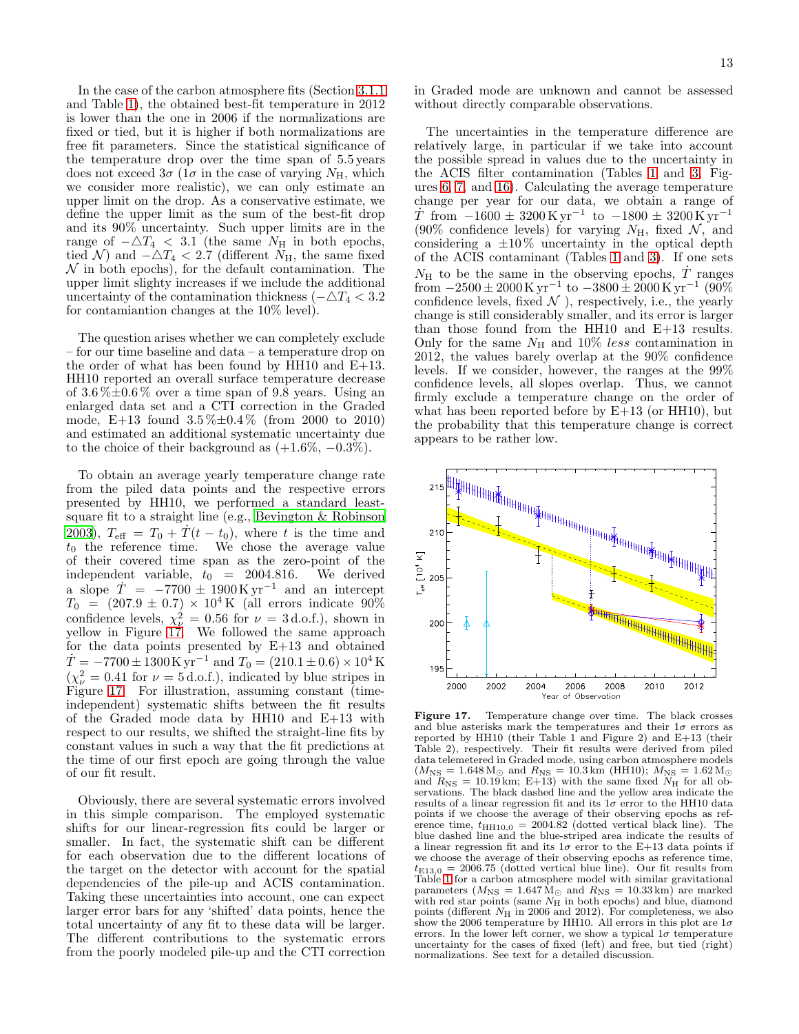In the case of the carbon atmosphere fits (Section 3.1.1 and Table 1), the obtained best-fit temperature in 2012 is lower than the one in 2006 if the normalizations are fixed or tied, but it is higher if both normalizations are free fit parameters. Since the statistical significance of the temperature drop over the time span of 5.5 years does not exceed $3\sigma$ ($1\sigma$ in the case of varying $N_{\rm H}$, which we consider more realistic), we can only estimate an upper limit on the drop. As a conservative estimate, we define the upper limit as the sum of the best-fit drop and its 90% uncertainty. Such upper limits are in the range of $-\triangle T_4 < 3.1$ (the same $N_{\rm H}$ in both epochs, tied $\mathcal{N}$) and $-\triangle T_4 < 2.7$ (different $N_{\rm H}$, the same fixed $\mathcal{N}$ in both epochs), for the default contamination. The upper limit slighty increases if we include the additional uncertainty of the contamination thickness ($-\triangle T_4 < 3.2$ for contamiantion changes at the 10% level).

The question arises whether we can completely exclude – for our time baseline and data – a temperature drop on the order of what has been found by HH10 and E+13. HH10 reported an overall surface temperature decrease of 3.6%±0.6% over a time span of 9.8 years. Using an enlarged data set and a CTI correction in the Graded mode, E+13 found 3.5%±0.4% (from 2000 to 2010) and estimated an additional systematic uncertainty due to the choice of their background as (+1.6%, −0.3%).

To obtain an average yearly temperature change rate from the piled data points and the respective errors presented by HH10, we performed a standard least-square fit to a straight line (e.g., Bevington & Robinson 2003), $T_{\rm eff} = T_0 + \dot{T}(t - t_0)$, where $t$ is the time and $t_0$ the reference time. We chose the average value of their covered time span as the zero-point of the independent variable, $t_0 = 2004.816$. We derived a slope $\dot{T} = -7700 \pm 1900\,{\rm K\,yr^{-1}}$ and an intercept $T_0 = (207.9 \pm 0.7) \times 10^4\,{\rm K}$ (all errors indicate 90% confidence levels, $\chi^2_\nu = 0.56$ for $\nu = 3$ d.o.f.), shown in yellow in Figure 17. We followed the same approach for the data points presented by E+13 and obtained $\dot{T} = -7700 \pm 1300\,{\rm K\,yr^{-1}}$ and $T_0 = (210.1 \pm 0.6) \times 10^4\,{\rm K}$ ($\chi^2_\nu = 0.41$ for $\nu = 5$ d.o.f.), indicated by blue stripes in Figure 17. For illustration, assuming constant (time-independent) systematic shifts between the fit results of the Graded mode data by HH10 and E+13 with respect to our results, we shifted the straight-line fits by constant values in such a way that the fit predictions at the time of our first epoch are going through the value of our fit result.

Obviously, there are several systematic errors involved in this simple comparison. The employed systematic shifts for our linear-regression fits could be larger or smaller. In fact, the systematic shift can be different for each observation due to the different locations of the target on the detector with account for the spatial dependencies of the pile-up and ACIS contamination. Taking these uncertainties into account, one can expect larger error bars for any 'shifted' data points, hence the total uncertainty of any fit to these data will be larger. The different contributions to the systematic errors from the poorly modeled pile-up and the CTI correction in Graded mode are unknown and cannot be assessed without directly comparable observations.

The uncertainties in the temperature difference are relatively large, in particular if we take into account the possible spread in values due to the uncertainty in the ACIS filter contamination (Tables 1 and 3, Figures 6, 7, and 16). Calculating the average temperature change per year for our data, we obtain a range of $\dot{T}$ from $-1600 \pm 3200\,{\rm K\,yr^{-1}}$ to $-1800 \pm 3200\,{\rm K\,yr^{-1}}$ (90% confidence levels) for varying $N_{\rm H}$, fixed $\mathcal{N}$, and considering a ±10% uncertainty in the optical depth of the ACIS contaminant (Tables 1 and 3). If one sets $N_{\rm H}$ to be the same in the observing epochs, $\dot{T}$ ranges from $-2500 \pm 2000\,{\rm K\,yr^{-1}}$ to $-3800 \pm 2000\,{\rm K\,yr^{-1}}$ (90% confidence levels, fixed $\mathcal{N}$ ), respectively, i.e., the yearly change is still considerably smaller, and its error is larger than those found from the HH10 and E+13 results. Only for the same $N_{\rm H}$ and 10% *less* contamination in 2012, the values barely overlap at the 90% confidence levels. If we consider, however, the ranges at the 99% confidence levels, all slopes overlap. Thus, we cannot firmly exclude a temperature change on the order of what has been reported before by E+13 (or HH10), but the probability that this temperature change is correct appears to be rather low.

**Figure 17.** Temperature change over time. The black crosses and blue asterisks mark the temperatures and their $1\sigma$ errors as reported by HH10 (their Table 1 and Figure 2) and E+13 (their Table 2), respectively. Their fit results were derived from piled data telemetered in Graded mode, using carbon atmosphere models ($M_{\rm NS} = 1.648\,{\rm M_\odot}$ and $R_{\rm NS} = 10.3$ km (HH10); $M_{\rm NS} = 1.62\,{\rm M_\odot}$ and $R_{\rm NS} = 10.19$ km; E+13) with the same fixed $N_{\rm H}$ for all observations. The black dashed line and the yellow area indicate the results of a linear regression fit and its $1\sigma$ error to the HH10 data points if we choose the average of their observing epochs as reference time, $t_{\rm HH10,0} = 2004.82$ (dotted vertical black line). The blue dashed line and the blue-striped area indicate the results of a linear regression fit and its $1\sigma$ error to the E+13 data points if we choose the average of their observing epochs as reference time, $t_{\rm E13,0} = 2006.75$ (dotted vertical blue line). Our fit results from Table 1 for a carbon atmosphere model with similar gravitational parameters ($M_{\rm NS} = 1.647\,{\rm M_\odot}$ and $R_{\rm NS} = 10.33$ km) are marked with red star points (same $N_{\rm H}$ in both epochs) and blue, diamond points (different $N_{\rm H}$ in 2006 and 2012). For completeness, we also show the 2006 temperature by HH10. All errors in this plot are $1\sigma$ errors. In the lower left corner, we show a typical $1\sigma$ temperature uncertainty for the cases of fixed (left) and free, but tied (right) normalizations. See text for a detailed discussion.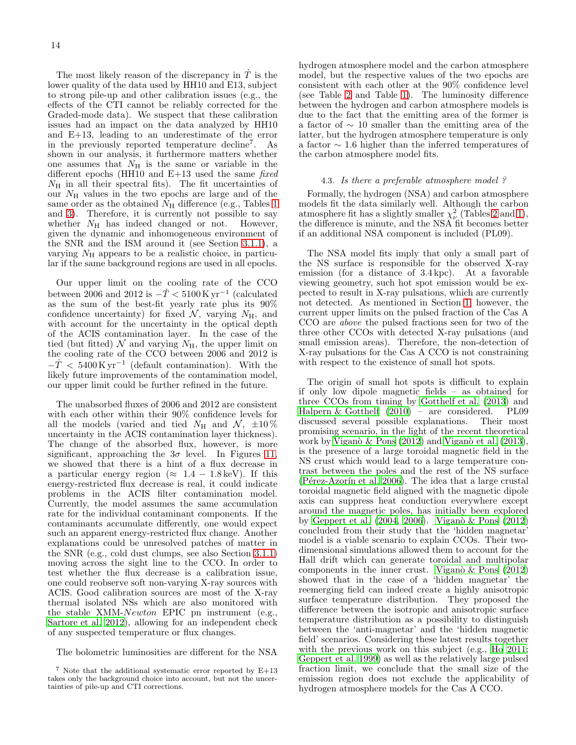The most likely reason of the discrepancy in $\dot{T}$ is the lower quality of the data used by HH10 and E13, subject to strong pile-up and other calibration issues (e.g., the effects of the CTI cannot be reliably corrected for the Graded-mode data). We suspect that these calibration issues had an impact on the data analyzed by HH10 and E+13, leading to an underestimate of the error in the previously reported temperature decline[7]. As shown in our analysis, it furthermore matters whether one assumes that $N_{\rm H}$ is the same or variable in the different epochs (HH10 and E+13 used the same *fixed* $N_{\rm H}$ in all their spectral fits). The fit uncertainties of our $N_{\rm H}$ values in the two epochs are large and of the same order as the obtained $N_{\rm H}$ difference (e.g., Tables 1 and 3). Therefore, it is currently not possible to say whether $N_{\rm H}$ has indeed changed or not. However, given the dynamic and inhomogeneous environment of the SNR and the ISM around it (see Section 3.1.1), a varying $N_{\rm H}$ appears to be a realistic choice, in particular if the same background regions are used in all epochs.

Our upper limit on the cooling rate of the CCO between 2006 and 2012 is $-\dot{T} < 5100\,{\rm K\,yr^{-1}}$ (calculated as the sum of the best-fit yearly rate plus its 90% confidence uncertainty) for fixed $\mathcal{N}$, varying $N_{\rm H}$, and with account for the uncertainty in the optical depth of the ACIS contamination layer. In the case of the tied (but fitted) $\mathcal{N}$ and varying $N_{\rm H}$, the upper limit on the cooling rate of the CCO between 2006 and 2012 is $-\dot{T} < 5400\,{\rm K\,yr^{-1}}$ (default contamination). With the likely future improvements of the contamination model, our upper limit could be further refined in the future.

The unabsorbed fluxes of 2006 and 2012 are consistent with each other within their 90% confidence levels for all the models (varied and tied $N_{\rm H}$ and $\mathcal{N}$, $\pm 10\,\%$ uncertainty in the ACIS contamination layer thickness). The change of the absorbed flux, however, is more significant, approaching the $3\sigma$ level. In Figures 11, we showed that there is a hint of a flux decrease in a particular energy region ($\approx 1.4 - 1.8\,{\rm keV}$). If this energy-restricted flux decrease is real, it could indicate problems in the ACIS filter contamination model. Currently, the model assumes the same accumulation rate for the individual contaminant components. If the contaminants accumulate differently, one would expect such an apparent energy-restricted flux change. Another explanations could be unresolved patches of matter in the SNR (e.g., cold dust clumps, see also Section 3.1.1) moving across the sight line to the CCO. In order to test whether the flux decrease is a calibration issue, one could reobserve soft non-varying X-ray sources with ACIS. Good calibration sources are most of the X-ray thermal isolated NSs which are also monitored with the stable XMM-*Newton* EPIC pn instrument (e.g., Sartore et al. 2012), allowing for an independent check of any suspected temperature or flux changes.

The bolometric luminosities are different for the NSA hydrogen atmosphere model and the carbon atmosphere model, but the respective values of the two epochs are consistent with each other at the 90% confidence level (see Table 2 and Table 1). The luminosity difference between the hydrogen and carbon atmosphere models is due to the fact that the emitting area of the former is a factor of $\sim 10$ smaller than the emitting area of the latter, but the hydrogen atmosphere temperature is only a factor $\sim 1.6$ higher than the inferred temperatures of the carbon atmosphere model fits.

### 4.3. *Is there a preferable atmosphere model ?*

Formally, the hydrogen (NSA) and carbon atmosphere models fit the data similarly well. Although the carbon atmosphere fit has a slightly smaller $\chi^2_\nu$ (Tables 2 and 1), the difference is minute, and the NSA fit becomes better if an additional NSA component is included (PL09).

The NSA model fits imply that only a small part of the NS surface is responsible for the observed X-ray emission (for a distance of 3.4 kpc). At a favorable viewing geometry, such hot spot emission would be expected to result in X-ray pulsations, which are currently not detected. As mentioned in Section 1, however, the current upper limits on the pulsed fraction of the Cas A CCO are *above* the pulsed fractions seen for two of the three other CCOs with detected X-ray pulsations (and small emission areas). Therefore, the non-detection of X-ray pulsations for the Cas A CCO is not constraining with respect to the existence of small hot spots.

The origin of small hot spots is difficult to explain if only low dipole magnetic fields – as obtained for three CCOs from timing by Gotthelf et al. (2013) and Halpern & Gotthelf (2010) – are considered. PL09 discussed several possible explanations. Their most promising scenario, in the light of the recent theoretical work by Viganò & Pons (2012) and Viganò et al. (2013), is the presence of a large toroidal magnetic field in the NS crust which would lead to a large temperature contrast between the poles and the rest of the NS surface (Pérez-Azorín et al. 2006). The idea that a large crustal toroidal magnetic field aligned with the magnetic dipole axis can suppress heat conduction everywhere except around the magnetic poles, has initially been explored by Geppert et al. (2004, 2006). Viganò & Pons (2012) concluded from their study that the 'hidden magnetar' model is a viable scenario to explain CCOs. Their two-dimensional simulations allowed them to account for the Hall drift which can generate toroidal and multipolar components in the inner crust. Viganò & Pons (2012) showed that in the case of a 'hidden magnetar' the reemerging field can indeed create a highly anisotropic surface temperature distribution. They proposed the difference between the isotropic and anisotropic surface temperature distribution as a possibility to distinguish between the 'anti-magnetar' and the 'hidden magnetic field' scenarios. Considering these latest results together with the previous work on this subject (e.g., Ho 2011; Geppert et al. 1999) as well as the relatively large pulsed fraction limit, we conclude that the small size of the emission region does not exclude the applicability of hydrogen atmosphere models for the Cas A CCO.

[7] Note that the additional systematic error reported by E+13 takes only the background choice into account, but not the uncertainties of pile-up and CTI corrections.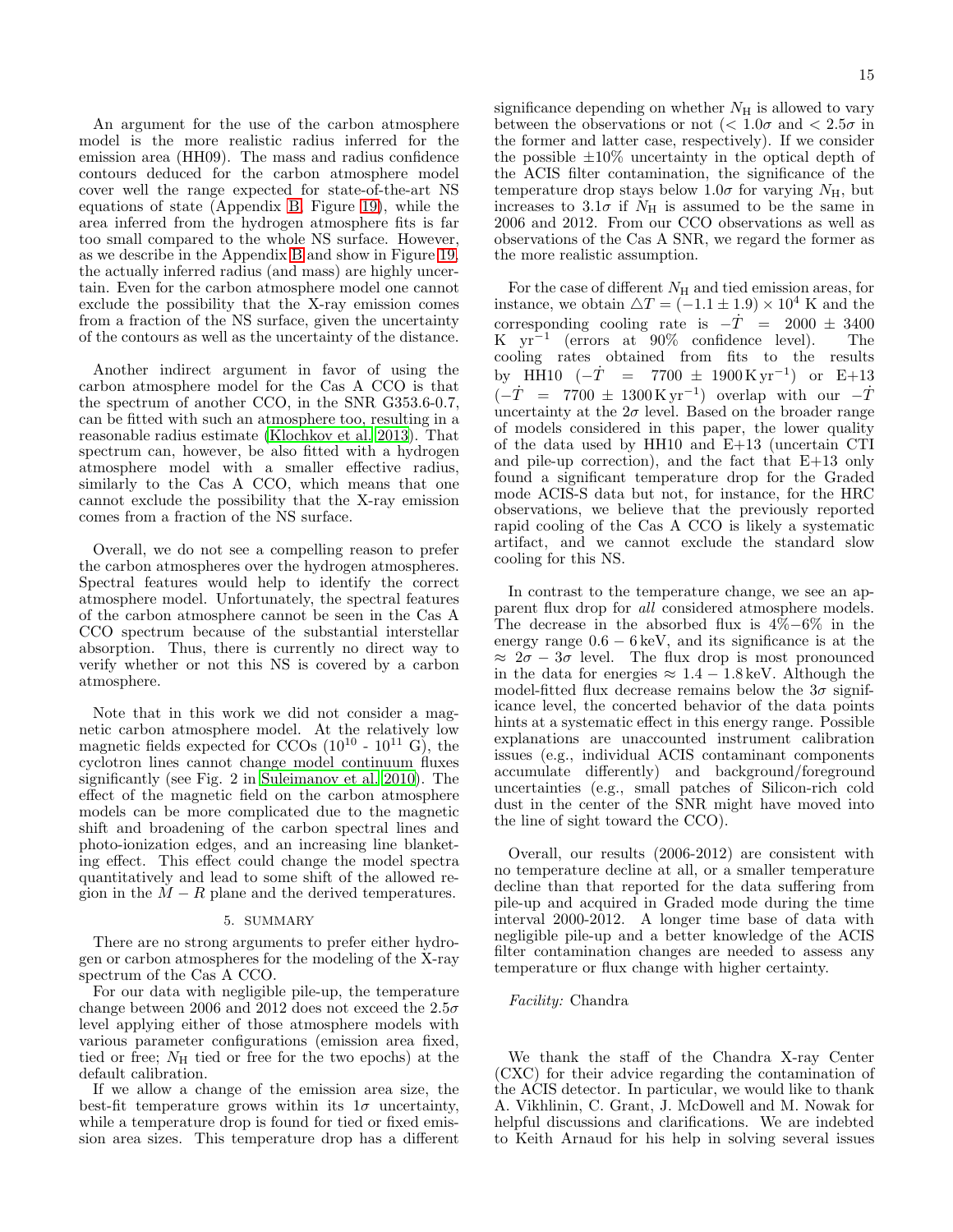An argument for the use of the carbon atmosphere model is the more realistic radius inferred for the emission area (HH09). The mass and radius confidence contours deduced for the carbon atmosphere model cover well the range expected for state-of-the-art NS equations of state (Appendix B, Figure 19), while the area inferred from the hydrogen atmosphere fits is far too small compared to the whole NS surface. However, as we describe in the Appendix B and show in Figure 19, the actually inferred radius (and mass) are highly uncertain. Even for the carbon atmosphere model one cannot exclude the possibility that the X-ray emission comes from a fraction of the NS surface, given the uncertainty of the contours as well as the uncertainty of the distance.

Another indirect argument in favor of using the carbon atmosphere model for the Cas A CCO is that the spectrum of another CCO, in the SNR G353.6-0.7, can be fitted with such an atmosphere too, resulting in a reasonable radius estimate (Klochkov et al. 2013). That spectrum can, however, be also fitted with a hydrogen atmosphere model with a smaller effective radius, similarly to the Cas A CCO, which means that one cannot exclude the possibility that the X-ray emission comes from a fraction of the NS surface.

Overall, we do not see a compelling reason to prefer the carbon atmospheres over the hydrogen atmospheres. Spectral features would help to identify the correct atmosphere model. Unfortunately, the spectral features of the carbon atmosphere cannot be seen in the Cas A CCO spectrum because of the substantial interstellar absorption. Thus, there is currently no direct way to verify whether or not this NS is covered by a carbon atmosphere.

Note that in this work we did not consider a magnetic carbon atmosphere model. At the relatively low magnetic fields expected for CCOs ($10^{10}$ - $10^{11}$ G), the cyclotron lines cannot change model continuum fluxes significantly (see Fig. 2 in Suleimanov et al. 2010). The effect of the magnetic field on the carbon atmosphere models can be more complicated due to the magnetic shift and broadening of the carbon spectral lines and photo-ionization edges, and an increasing line blanketing effect. This effect could change the model spectra quantitatively and lead to some shift of the allowed region in the $M-R$ plane and the derived temperatures.

## 5. SUMMARY

There are no strong arguments to prefer either hydrogen or carbon atmospheres for the modeling of the X-ray spectrum of the Cas A CCO.

For our data with negligible pile-up, the temperature change between 2006 and 2012 does not exceed the $2.5\sigma$ level applying either of those atmosphere models with various parameter configurations (emission area fixed, tied or free; $N_{\rm H}$ tied or free for the two epochs) at the default calibration.

If we allow a change of the emission area size, the best-fit temperature grows within its $1\sigma$ uncertainty, while a temperature drop is found for tied or fixed emission area sizes. This temperature drop has a different significance depending on whether $N_{\rm H}$ is allowed to vary between the observations or not ($< 1.0\sigma$ and $< 2.5\sigma$ in the former and latter case, respectively). If we consider the possible $\pm10\%$ uncertainty in the optical depth of the ACIS filter contamination, the significance of the temperature drop stays below $1.0\sigma$ for varying $N_{\rm H}$, but increases to $3.1\sigma$ if $N_{\rm H}$ is assumed to be the same in 2006 and 2012. From our CCO observations as well as observations of the Cas A SNR, we regard the former as the more realistic assumption.

For the case of different $N_{\rm H}$ and tied emission areas, for instance, we obtain $\triangle T = (-1.1 \pm 1.9) \times 10^4$ K and the corresponding cooling rate is $-\dot{T} = 2000 \pm 3400$ K yr$^{-1}$ (errors at 90% confidence level). The cooling rates obtained from fits to the results by HH10 ($-\dot{T} = 7700 \pm 1900\,{\rm K\,yr^{-1}}$) or E+13 ($-\dot{T} = 7700 \pm 1300\,{\rm K\,yr^{-1}}$) overlap with our $-\dot{T}$ uncertainty at the $2\sigma$ level. Based on the broader range of models considered in this paper, the lower quality of the data used by HH10 and E+13 (uncertain CTI and pile-up correction), and the fact that E+13 only found a significant temperature drop for the Graded mode ACIS-S data but not, for instance, for the HRC observations, we believe that the previously reported rapid cooling of the Cas A CCO is likely a systematic artifact, and we cannot exclude the standard slow cooling for this NS.

In contrast to the temperature change, we see an apparent flux drop for *all* considered atmosphere models. The decrease in the absorbed flux is 4%–6% in the energy range $0.6-6$ keV, and its significance is at the $\approx 2\sigma - 3\sigma$ level. The flux drop is most pronounced in the data for energies $\approx 1.4-1.8$ keV. Although the model-fitted flux decrease remains below the $3\sigma$ significance level, the concerted behavior of the data points hints at a systematic effect in this energy range. Possible explanations are unaccounted instrument calibration issues (e.g., individual ACIS contaminant components accumulate differently) and background/foreground uncertainties (e.g., small patches of Silicon-rich cold dust in the center of the SNR might have moved into the line of sight toward the CCO).

Overall, our results (2006-2012) are consistent with no temperature decline at all, or a smaller temperature decline than that reported for the data suffering from pile-up and acquired in Graded mode during the time interval 2000-2012. A longer time base of data with negligible pile-up and a better knowledge of the ACIS filter contamination changes are needed to assess any temperature or flux change with higher certainty.

*Facility:* Chandra

We thank the staff of the Chandra X-ray Center (CXC) for their advice regarding the contamination of the ACIS detector. In particular, we would like to thank A. Vikhlinin, C. Grant, J. McDowell and M. Nowak for helpful discussions and clarifications. We are indebted to Keith Arnaud for his help in solving several issues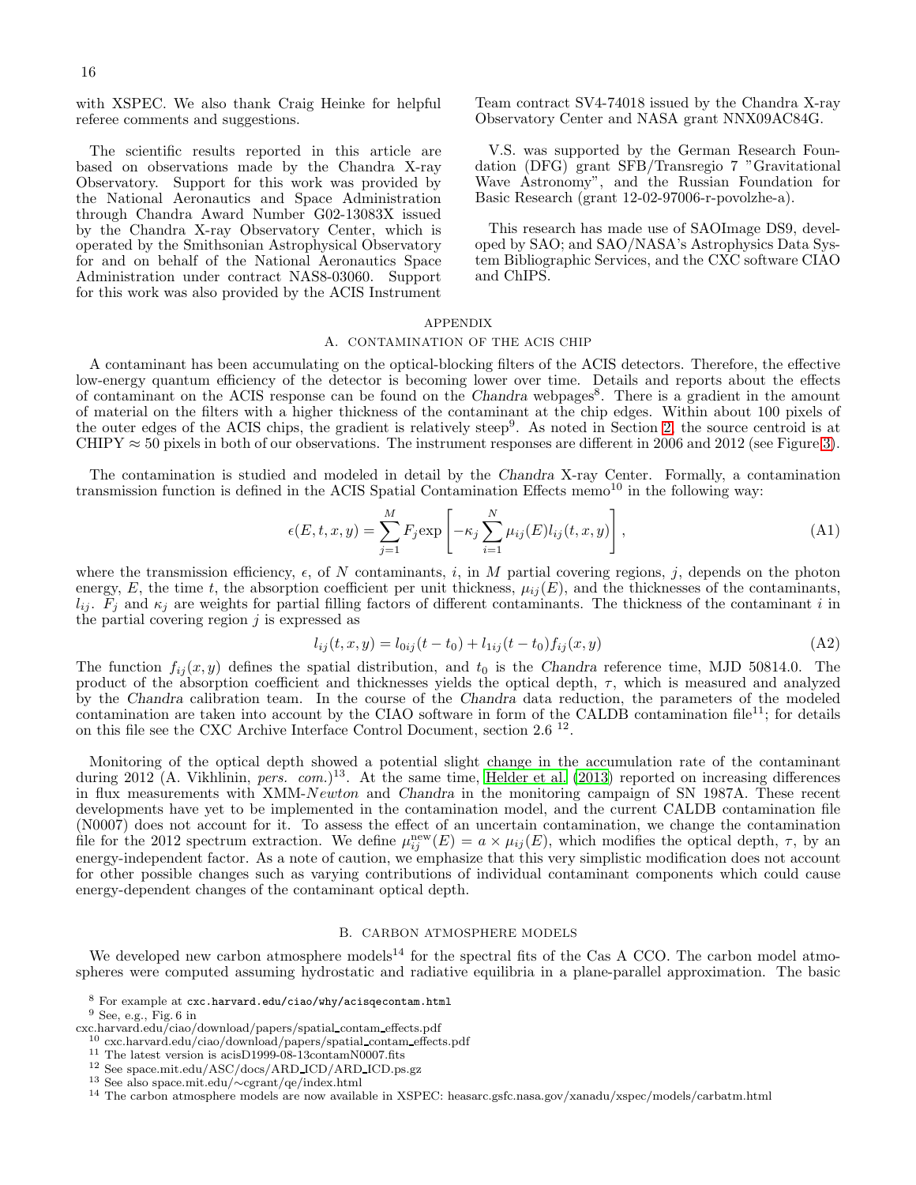with XSPEC. We also thank Craig Heinke for helpful referee comments and suggestions.

The scientific results reported in this article are based on observations made by the Chandra X-ray Observatory. Support for this work was provided by the National Aeronautics and Space Administration through Chandra Award Number G02-13083X issued by the Chandra X-ray Observatory Center, which is operated by the Smithsonian Astrophysical Observatory for and on behalf of the National Aeronautics Space Administration under contract NAS8-03060. Support for this work was also provided by the ACIS Instrument Team contract SV4-74018 issued by the Chandra X-ray Observatory Center and NASA grant NNX09AC84G.

V.S. was supported by the German Research Foundation (DFG) grant SFB/Transregio 7 "Gravitational Wave Astronomy", and the Russian Foundation for Basic Research (grant 12-02-97006-r-povolzhe-a).

This research has made use of SAOImage DS9, developed by SAO; and SAO/NASA's Astrophysics Data System Bibliographic Services, and the CXC software CIAO and ChIPS.

# APPENDIX

## A. CONTAMINATION OF THE ACIS CHIP

A contaminant has been accumulating on the optical-blocking filters of the ACIS detectors. Therefore, the effective low-energy quantum efficiency of the detector is becoming lower over time. Details and reports about the effects of contaminant on the ACIS response can be found on the *Chandra* webpages[8]. There is a gradient in the amount of material on the filters with a higher thickness of the contaminant at the chip edges. Within about 100 pixels of the outer edges of the ACIS chips, the gradient is relatively steep[9]. As noted in Section 2, the source centroid is at CHIPY ≈ 50 pixels in both of our observations. The instrument responses are different in 2006 and 2012 (see Figure 3).

The contamination is studied and modeled in detail by the *Chandra* X-ray Center. Formally, a contamination transmission function is defined in the ACIS Spatial Contamination Effects memo[10] in the following way:

$$\epsilon(E, t, x, y) = \sum_{j=1}^{M} F_j \exp\left[-\kappa_j \sum_{i=1}^{N} \mu_{ij}(E) l_{ij}(t, x, y)\right], \tag{A1}$$

where the transmission efficiency, $\epsilon$, of $N$ contaminants, $i$, in $M$ partial covering regions, $j$, depends on the photon energy, $E$, the time $t$, the absorption coefficient per unit thickness, $\mu_{ij}(E)$, and the thicknesses of the contaminants, $l_{ij}$. $F_j$ and $\kappa_j$ are weights for partial filling factors of different contaminants. The thickness of the contaminant $i$ in the partial covering region $j$ is expressed as

$$l_{ij}(t, x, y) = l_{0ij}(t - t_0) + l_{1ij}(t - t_0) f_{ij}(x, y) \tag{A2}$$

The function $f_{ij}(x, y)$ defines the spatial distribution, and $t_0$ is the *Chandra* reference time, MJD 50814.0. The product of the absorption coefficient and thicknesses yields the optical depth, $\tau$, which is measured and analyzed by the *Chandra* calibration team. In the course of the *Chandra* data reduction, the parameters of the modeled contamination are taken into account by the CIAO software in form of the CALDB contamination file[11]; for details on this file see the CXC Archive Interface Control Document, section 2.6 [12].

Monitoring of the optical depth showed a potential slight change in the accumulation rate of the contaminant during 2012 (A. Vikhlinin, *pers. com.*)[13]. At the same time, Helder et al. (2013) reported on increasing differences in flux measurements with XMM-*Newton* and *Chandra* in the monitoring campaign of SN 1987A. These recent developments have yet to be implemented in the contamination model, and the current CALDB contamination file (N0007) does not account for it. To assess the effect of an uncertain contamination, we change the contamination file for the 2012 spectrum extraction. We define $\mu_{ij}^{\rm new}(E) = a \times \mu_{ij}(E)$, which modifies the optical depth, $\tau$, by an energy-independent factor. As a note of caution, we emphasize that this very simplistic modification does not account for other possible changes such as varying contributions of individual contaminant components which could cause energy-dependent changes of the contaminant optical depth.

## B. CARBON ATMOSPHERE MODELS

We developed new carbon atmosphere models[14] for the spectral fits of the Cas A CCO. The carbon model atmospheres were computed assuming hydrostatic and radiative equilibria in a plane-parallel approximation. The basic

[8] For example at cxc.harvard.edu/ciao/why/acisqecontam.html

[9] See, e.g., Fig. 6 in cxc.harvard.edu/ciao/download/papers/spatial_contam_effects.pdf

[10] cxc.harvard.edu/ciao/download/papers/spatial_contam_effects.pdf

[11] The latest version is acisD1999-08-13contamN0007.fits

[12] See space.mit.edu/ASC/docs/ARD_ICD/ARD_ICD.ps.gz

[13] See also space.mit.edu/∼cgrant/qe/index.html

[14] The carbon atmosphere models are now available in XSPEC: heasarc.gsfc.nasa.gov/xanadu/xspec/models/carbatm.html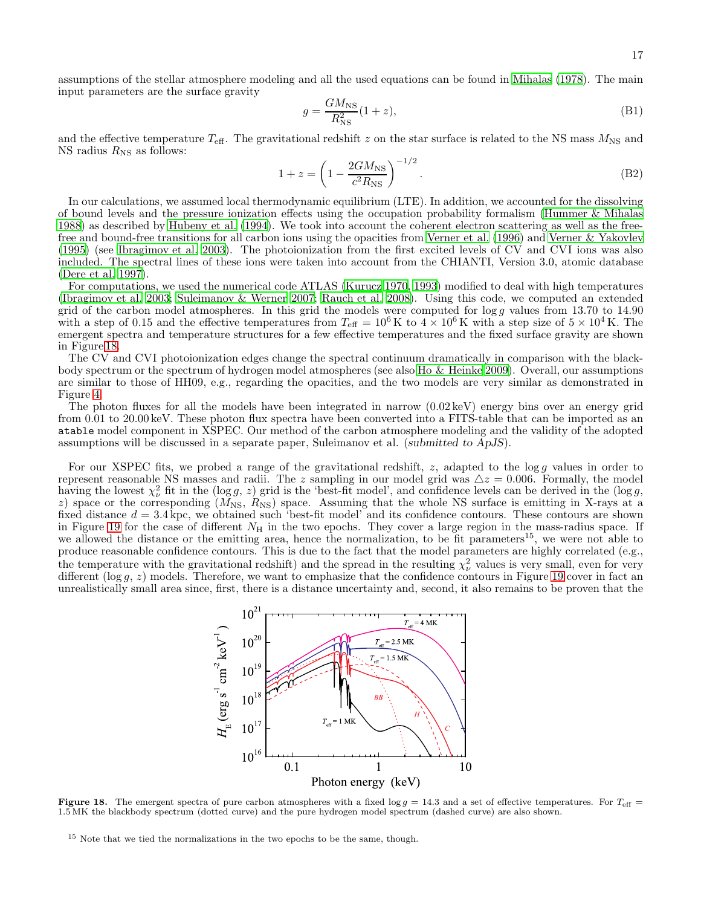assumptions of the stellar atmosphere modeling and all the used equations can be found in Mihalas (1978). The main input parameters are the surface gravity

$$g = \frac{GM_{\rm NS}}{R_{\rm NS}^2}(1+z), \tag{B1}$$

and the effective temperature $T_{\rm eff}$. The gravitational redshift $z$ on the star surface is related to the NS mass $M_{\rm NS}$ and NS radius $R_{\rm NS}$ as follows:

$$1+z = \left(1 - \frac{2GM_{\rm NS}}{c^2 R_{\rm NS}}\right)^{-1/2}. \tag{B2}$$

In our calculations, we assumed local thermodynamic equilibrium (LTE). In addition, we accounted for the dissolving of bound levels and the pressure ionization effects using the occupation probability formalism (Hummer & Mihalas 1988) as described by Hubeny et al. (1994). We took into account the coherent electron scattering as well as the free-free and bound-free transitions for all carbon ions using the opacities from Verner et al. (1996) and Verner & Yakovlev (1995) (see Ibragimov et al. 2003). The photoionization from the first excited levels of CV and CVI ions was also included. The spectral lines of these ions were taken into account from the CHIANTI, Version 3.0, atomic database (Dere et al. 1997).

For computations, we used the numerical code ATLAS (Kurucz 1970, 1993) modified to deal with high temperatures (Ibragimov et al. 2003; Suleimanov & Werner 2007; Rauch et al. 2008). Using this code, we computed an extended grid of the carbon model atmospheres. In this grid the models were computed for $\log g$ values from 13.70 to 14.90 with a step of 0.15 and the effective temperatures from $T_{\rm eff} = 10^6$ K to $4 \times 10^6$ K with a step size of $5 \times 10^4$ K. The emergent spectra and temperature structures for a few effective temperatures and the fixed surface gravity are shown in Figure 18.

The CV and CVI photoionization edges change the spectral continuum dramatically in comparison with the blackbody spectrum or the spectrum of hydrogen model atmospheres (see also Ho & Heinke 2009). Overall, our assumptions are similar to those of HH09, e.g., regarding the opacities, and the two models are very similar as demonstrated in Figure 4.

The photon fluxes for all the models have been integrated in narrow (0.02 keV) energy bins over an energy grid from 0.01 to 20.00 keV. These photon flux spectra have been converted into a FITS-table that can be imported as an `atable` model component in XSPEC. Our method of the carbon atmosphere modeling and the validity of the adopted assumptions will be discussed in a separate paper, Suleimanov et al. (*submitted to ApJS*).

For our XSPEC fits, we probed a range of the gravitational redshift, $z$, adapted to the $\log g$ values in order to represent reasonable NS masses and radii. The $z$ sampling in our model grid was $\triangle z = 0.006$. Formally, the model having the lowest $\chi^2_\nu$ fit in the ($\log g$, $z$) grid is the 'best-fit model', and confidence levels can be derived in the ($\log g$, $z$) space or the corresponding ($M_{\rm NS}$, $R_{\rm NS}$) space. Assuming that the whole NS surface is emitting in X-rays at a fixed distance $d = 3.4$ kpc, we obtained such 'best-fit model' and its confidence contours. These contours are shown in Figure 19 for the case of different $N_{\rm H}$ in the two epochs. They cover a large region in the mass-radius space. If we allowed the distance or the emitting area, hence the normalization, to be fit parameters[15], we were not able to produce reasonable confidence contours. This is due to the fact that the model parameters are highly correlated (e.g., the temperature with the gravitational redshift) and the spread in the resulting $\chi^2_\nu$ values is very small, even for very different ($\log g$, $z$) models. Therefore, we want to emphasize that the confidence contours in Figure 19 cover in fact an unrealistically small area since, first, there is a distance uncertainty and, second, it also remains to be proven that the

**Figure 18.** The emergent spectra of pure carbon atmospheres with a fixed $\log g = 14.3$ and a set of effective temperatures. For $T_{\rm eff} = 1.5$ MK the blackbody spectrum (dotted curve) and the pure hydrogen model spectrum (dashed curve) are also shown.

[15] Note that we tied the normalizations in the two epochs to be the same, though.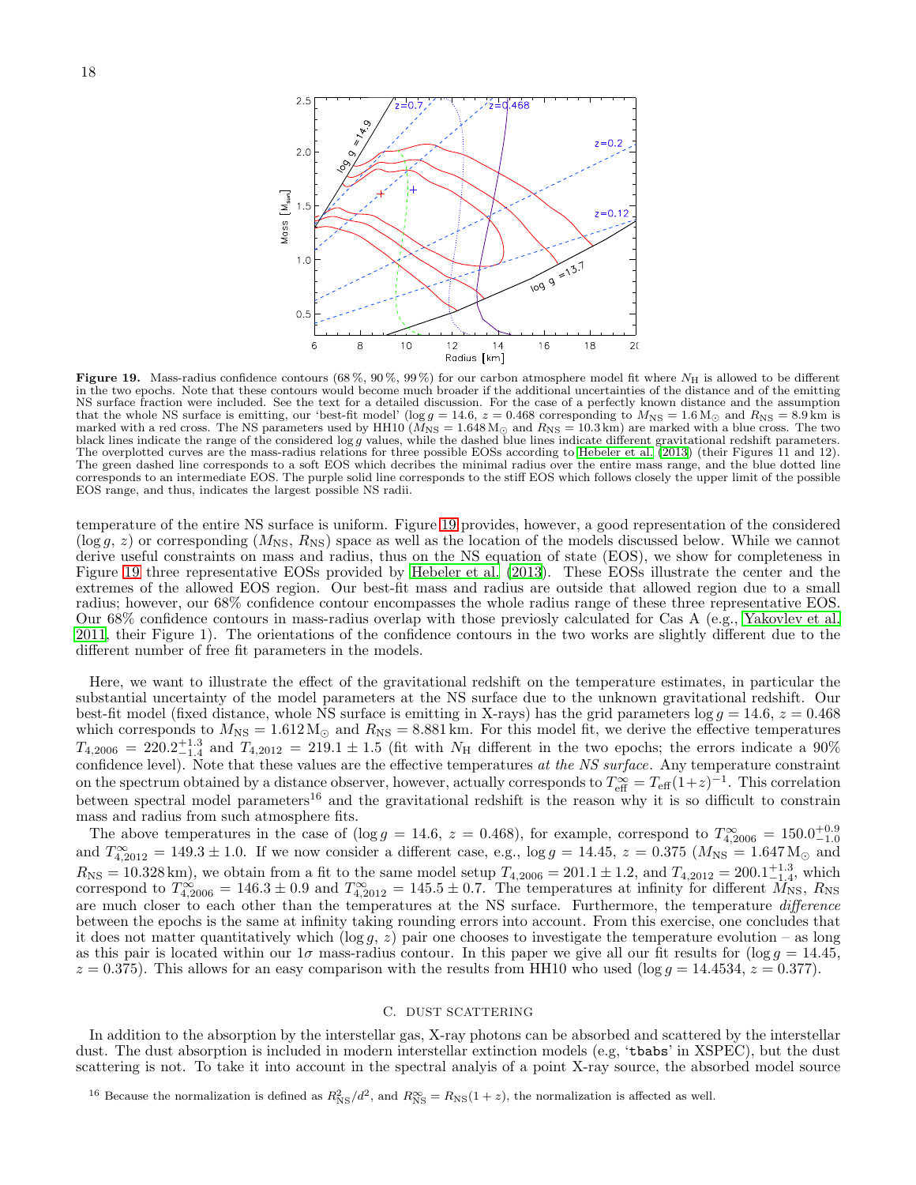**Figure 19.** Mass-radius confidence contours (68 %, 90 %, 99 %) for our carbon atmosphere model fit where $N_{\rm H}$ is allowed to be different in the two epochs. Note that these contours would become much broader if the additional uncertainties of the distance and of the emitting NS surface fraction were included. See the text for a detailed discussion. For the case of a perfectly known distance and the assumption that the whole NS surface is emitting, our 'best-fit model' ($\log g = 14.6$, $z = 0.468$ corresponding to $M_{\rm NS} = 1.6\,{\rm M}_\odot$ and $R_{\rm NS} = 8.9\,{\rm km}$ is marked with a red cross. The NS parameters used by HH10 ($M_{\rm NS} = 1.648\,{\rm M}_\odot$ and $R_{\rm NS} = 10.3\,{\rm km}$) are marked with a blue cross. The two black lines indicate the range of the considered $\log g$ values, while the dashed blue lines indicate different gravitational redshift parameters. The overplotted curves are the mass-radius relations for three possible EOSs according to Hebeler et al. (2013) (their Figures 11 and 12). The green dashed line corresponds to a soft EOS which decribes the minimal radius over the entire mass range, and the blue dotted line corresponds to an intermediate EOS. The purple solid line corresponds to the stiff EOS which follows closely the upper limit of the possible EOS range, and thus, indicates the largest possible NS radii.

temperature of the entire NS surface is uniform. Figure 19 provides, however, a good representation of the considered ($\log g$, $z$) or corresponding ($M_{\rm NS}$, $R_{\rm NS}$) space as well as the location of the models discussed below. While we cannot derive useful constraints on mass and radius, thus on the NS equation of state (EOS), we show for completeness in Figure 19 three representative EOSs provided by Hebeler et al. (2013). These EOSs illustrate the center and the extremes of the allowed EOS region. Our best-fit mass and radius are outside that allowed region due to a small radius; however, our 68% confidence contour encompasses the whole radius range of these three representative EOS. Our 68% confidence contours in mass-radius overlap with those previously calculated for Cas A (e.g., Yakovlev et al. 2011, their Figure 1). The orientations of the confidence contours in the two works are slightly different due to the different number of free fit parameters in the models.

Here, we want to illustrate the effect of the gravitational redshift on the temperature estimates, in particular the substantial uncertainty of the model parameters at the NS surface due to the unknown gravitational redshift. Our best-fit model (fixed distance, whole NS surface is emitting in X-rays) has the grid parameters $\log g = 14.6$, $z = 0.468$ which corresponds to $M_{\rm NS} = 1.612\,{\rm M}_\odot$ and $R_{\rm NS} = 8.881\,{\rm km}$. For this model fit, we derive the effective temperatures $T_{4,2006} = 220.2^{+1.3}_{-1.4}$ and $T_{4,2012} = 219.1 \pm 1.5$ (fit with $N_{\rm H}$ different in the two epochs; the errors indicate a 90% confidence level). Note that these values are the effective temperatures *at the NS surface*. Any temperature constraint on the spectrum obtained by a distance observer, however, actually corresponds to $T^\infty_{\rm eff} = T_{\rm eff}(1+z)^{-1}$. This correlation between spectral model parameters[16] and the gravitational redshift is the reason why it is so difficult to constrain mass and radius from such atmosphere fits.

The above temperatures in the case of ($\log g = 14.6$, $z = 0.468$), for example, correspond to $T^\infty_{4,2006} = 150.0^{+0.9}_{-1.0}$ and $T^\infty_{4,2012} = 149.3 \pm 1.0$. If we now consider a different case, e.g., $\log g = 14.45$, $z = 0.375$ ($M_{\rm NS} = 1.647\,{\rm M}_\odot$ and $R_{\rm NS} = 10.328\,{\rm km}$), we obtain from a fit to the same model setup $T_{4,2006} = 201.1 \pm 1.2$, and $T_{4,2012} = 200.1^{+1.3}_{-1.4}$, which correspond to $T^\infty_{4,2006} = 146.3 \pm 0.9$ and $T^\infty_{4,2012} = 145.5 \pm 0.7$. The temperatures at infinity for different $M_{\rm NS}$, $R_{\rm NS}$ are much closer to each other than the temperatures at the NS surface. Furthermore, the temperature *difference* between the epochs is the same at infinity taking rounding errors into account. From this exercise, one concludes that it does not matter quantitatively which ($\log g$, $z$) pair one chooses to investigate the temperature evolution – as long as this pair is located within our $1\sigma$ mass-radius contour. In this paper we give all our fit results for ($\log g = 14.45$, $z = 0.375$). This allows for an easy comparison with the results from HH10 who used ($\log g = 14.4534$, $z = 0.377$).

## C. DUST SCATTERING

In addition to the absorption by the interstellar gas, X-ray photons can be absorbed and scattered by the interstellar dust. The dust absorption is included in modern interstellar extinction models (e.g, 'tbabs' in XSPEC), but the dust scattering is not. To take it into account in the spectral analysis of a point X-ray source, the absorbed model source

[16] Because the normalization is defined as $R^2_{\rm NS}/d^2$, and $R^\infty_{\rm NS} = R_{\rm NS}(1+z)$, the normalization is affected as well.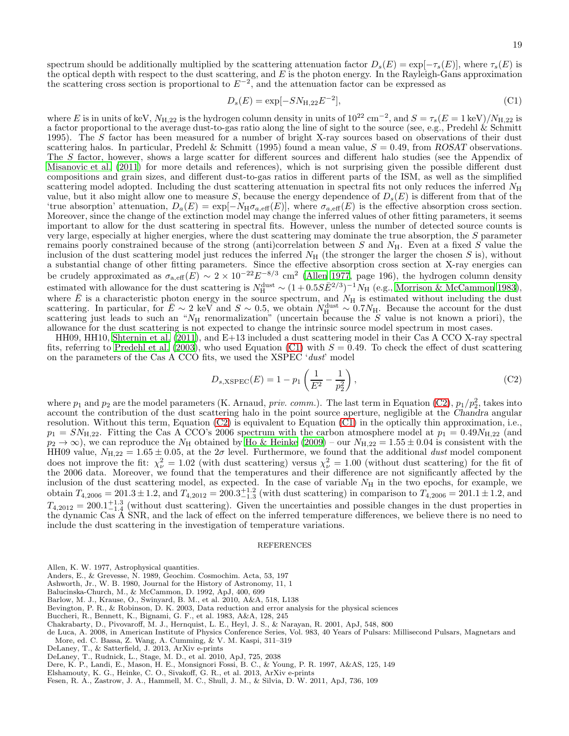spectrum should be additionally multiplied by the scattering attenuation factor $D_s(E) = \exp[-\tau_s(E)]$, where $\tau_s(E)$ is the optical depth with respect to the dust scattering, and $E$ is the photon energy. In the Rayleigh-Gans approximation the scattering cross section is proportional to $E^{-2}$, and the attenuation factor can be expressed as

$$D_s(E) = \exp[-S N_{\rm H,22} E^{-2}], \tag{C1}$$

where $E$ is in units of keV, $N_{\rm H,22}$ is the hydrogen column density in units of $10^{22}$ cm$^{-2}$, and $S = \tau_s(E = 1\,{\rm keV})/N_{\rm H,22}$ is a factor proportional to the average dust-to-gas ratio along the line of sight to the source (see, e.g., Predehl & Schmitt 1995). The $S$ factor has been measured for a number of bright X-ray sources based on observations of their dust scattering halos. In particular, Predehl & Schmitt (1995) found a mean value, $S = 0.49$, from *ROSAT* observations. The $S$ factor, however, shows a large scatter for different sources and different halo studies (see the Appendix of Misanovic et al. (2011) for more details and references), which is not surprising given the possible different dust compositions and grain sizes, and different dust-to-gas ratios in different parts of the ISM, as well as the simplified scattering model adopted. Including the dust scattering attenuation in spectral fits not only reduces the inferred $N_{\rm H}$ value, but it also might allow one to measure $S$, because the energy dependence of $D_s(E)$ is different from that of the 'true absorption' attenuation, $D_a(E) = \exp[-N_{\rm H}\sigma_{a,\rm eff}(E)]$, where $\sigma_{a,\rm eff}(E)$ is the effective absorption cross section. Moreover, since the change of the extinction model may change the inferred values of other fitting parameters, it seems important to allow for the dust scattering in spectral fits. However, unless the number of detected source counts is very large, especially at higher energies, where the dust scattering may dominate the true absorption, the $S$ parameter remains poorly constrained because of the strong (anti)correlation between $S$ and $N_{\rm H}$. Even at a fixed $S$ value the inclusion of the dust scattering model just reduces the inferred $N_{\rm H}$ (the stronger the larger the chosen $S$ is), without a substantial change of other fitting parameters. Since the effective absorption cross section at X-ray energies can be crudely approximated as $\sigma_{\rm a,eff}(E) \sim 2\times 10^{-22} E^{-8/3}$ cm$^2$ (Allen 1977, page 196), the hydrogen column density estimated with allowance for the dust scattering is $N_{\rm H}^{\rm dust} \sim (1 + 0.5 S\bar{E}^{2/3})^{-1} N_{\rm H}$ (e.g., Morrison & McCammon 1983), where $\bar{E}$ is a characteristic photon energy in the source spectrum, and $N_{\rm H}$ is estimated without including the dust scattering. In particular, for $\bar{E} \sim 2$ keV and $S \sim 0.5$, we obtain $N_{\rm H}^{\rm dust} \sim 0.7 N_{\rm H}$. Because the account for the dust scattering just leads to such an "$N_{\rm H}$ renormalization" (uncertain because the $S$ value is not known a priori), the allowance for the dust scattering is not expected to change the intrinsic source model spectrum in most cases.

HH09, HH10, Shternin et al. (2011), and E+13 included a dust scattering model in their Cas A CCO X-ray spectral fits, referring to Predehl et al. (2003), who used Equation (C1) with $S = 0.49$. To check the effect of dust scattering on the parameters of the Cas A CCO fits, we used the XSPEC '*dust*' model

$$D_{s,\rm XSPEC}(E) = 1 - p_1\left(\frac{1}{E^2} - \frac{1}{p_2^2}\right), \tag{C2}$$

where $p_1$ and $p_2$ are the model parameters (K. Arnaud, *priv. comm.*). The last term in Equation (C2), $p_1/p_2^2$, takes into account the contribution of the dust scattering halo in the point source aperture, negligible at the *Chandra* angular resolution. Without this term, Equation (C2) is equivalent to Equation (C1) in the optically thin approximation, i.e., $p_1 = S N_{\rm H,22}$. Fitting the Cas A CCO's 2006 spectrum with the carbon atmosphere model at $p_1 = 0.49 N_{\rm H,22}$ (and $p_2 \to \infty$), we can reproduce the $N_{\rm H}$ obtained by Ho & Heinke (2009) – our $N_{\rm H,22} = 1.55 \pm 0.04$ is consistent with the HH09 value, $N_{\rm H,22} = 1.65 \pm 0.05$, at the $2\sigma$ level. Furthermore, we found that the additional *dust* model component does not improve the fit: $\chi^2_\nu = 1.02$ (with dust scattering) versus $\chi^2_\nu = 1.00$ (without dust scattering) for the fit of the 2006 data. Moreover, we found that the temperatures and their difference are not significantly affected by the inclusion of the dust scattering model, as expected. In the case of variable $N_{\rm H}$ in the two epochs, for example, we obtain $T_{4,2006} = 201.3 \pm 1.2$, and $T_{4,2012} = 200.3^{+1.2}_{-1.3}$ (with dust scattering) in comparison to $T_{4,2006} = 201.1 \pm 1.2$, and $T_{4,2012} = 200.1^{+1.3}_{-1.4}$ (without dust scattering). Given the uncertainties and possible changes in the dust properties in the dynamic Cas A SNR, and the lack of effect on the inferred temperature differences, we believe there is no need to include the dust scattering in the investigation of temperature variations.

## REFERENCES

Allen, K. W. 1977, Astrophysical quantities.
Anders, E., & Grevesse, N. 1989, Geochim. Cosmochim. Acta, 53, 197
Ashworth, Jr., W. B. 1980, Journal for the History of Astronomy, 11, 1
Balucinska-Church, M., & McCammon, D. 1992, ApJ, 400, 699
Barlow, M. J., Krause, O., Swinyard, B. M., et al. 2010, A&A, 518, L138
Bevington, P. R., & Robinson, D. K. 2003, Data reduction and error analysis for the physical sciences
Buccheri, R., Bennett, K., Bignami, G. F., et al. 1983, A&A, 128, 245
Chakrabarty, D., Pivovaroff, M. J., Hernquist, L. E., Heyl, J. S., & Narayan, R. 2001, ApJ, 548, 800
de Luca, A. 2008, in American Institute of Physics Conference Series, Vol. 983, 40 Years of Pulsars: Millisecond Pulsars, Magnetars and More, ed. C. Bassa, Z. Wang, A. Cumming, & V. M. Kaspi, 311–319
DeLaney, T., & Satterfield, J. 2013, ArXiv e-prints
DeLaney, T., Rudnick, L., Stage, M. D., et al. 2010, ApJ, 725, 2038
Dere, K. P., Landi, E., Mason, H. E., Monsignori Fossi, B. C., & Young, P. R. 1997, A&AS, 125, 149
Elshamouty, K. G., Heinke, C. O., Sivakoff, G. R., et al. 2013, ArXiv e-prints
Fesen, R. A., Zastrow, J. A., Hammell, M. C., Shull, J. M., & Silvia, D. W. 2011, ApJ, 736, 109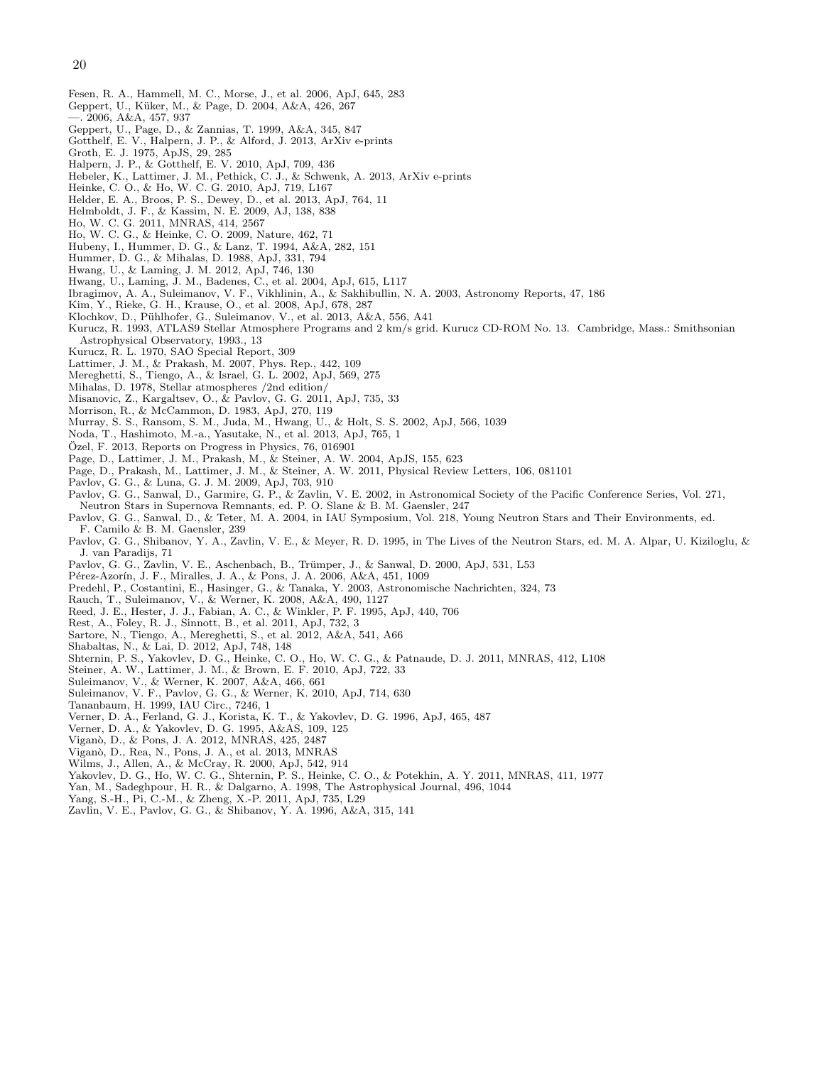Fesen, R. A., Hammell, M. C., Morse, J., et al. 2006, ApJ, 645, 283
Geppert, U., Küker, M., & Page, D. 2004, A&A, 426, 267
—. 2006, A&A, 457, 937
Geppert, U., Page, D., & Zannias, T. 1999, A&A, 345, 847
Gotthelf, E. V., Halpern, J. P., & Alford, J. 2013, ArXiv e-prints
Groth, E. J. 1975, ApJS, 29, 285
Halpern, J. P., & Gotthelf, E. V. 2010, ApJ, 709, 436
Hebeler, K., Lattimer, J. M., Pethick, C. J., & Schwenk, A. 2013, ArXiv e-prints
Heinke, C. O., & Ho, W. C. G. 2010, ApJ, 719, L167
Helder, E. A., Broos, P. S., Dewey, D., et al. 2013, ApJ, 764, 11
Helmboldt, J. F., & Kassim, N. E. 2009, AJ, 138, 838
Ho, W. C. G. 2011, MNRAS, 414, 2567
Ho, W. C. G., & Heinke, C. O. 2009, Nature, 462, 71
Hubeny, I., Hummer, D. G., & Lanz, T. 1994, A&A, 282, 151
Hummer, D. G., & Mihalas, D. 1988, ApJ, 331, 794
Hwang, U., & Laming, J. M. 2012, ApJ, 746, 130
Hwang, U., Laming, J. M., Badenes, C., et al. 2004, ApJ, 615, L117
Ibragimov, A. A., Suleimanov, V. F., Vikhlinin, A., & Sakhibullin, N. A. 2003, Astronomy Reports, 47, 186
Kim, Y., Rieke, G. H., Krause, O., et al. 2008, ApJ, 678, 287
Klochkov, D., Pühlhofer, G., Suleimanov, V., et al. 2013, A&A, 556, A41
Kurucz, R. 1993, ATLAS9 Stellar Atmosphere Programs and 2 km/s grid. Kurucz CD-ROM No. 13. Cambridge, Mass.: Smithsonian Astrophysical Observatory, 1993., 13
Kurucz, R. L. 1970, SAO Special Report, 309
Lattimer, J. M., & Prakash, M. 2007, Phys. Rep., 442, 109
Mereghetti, S., Tiengo, A., & Israel, G. L. 2002, ApJ, 569, 275
Mihalas, D. 1978, Stellar atmospheres /2nd edition/
Misanovic, Z., Kargaltsev, O., & Pavlov, G. G. 2011, ApJ, 735, 33
Morrison, R., & McCammon, D. 1983, ApJ, 270, 119
Murray, S. S., Ransom, S. M., Juda, M., Hwang, U., & Holt, S. S. 2002, ApJ, 566, 1039
Noda, T., Hashimoto, M.-a., Yasutake, N., et al. 2013, ApJ, 765, 1
Özel, F. 2013, Reports on Progress in Physics, 76, 016901
Page, D., Lattimer, J. M., Prakash, M., & Steiner, A. W. 2004, ApJS, 155, 623
Page, D., Prakash, M., Lattimer, J. M., & Steiner, A. W. 2011, Physical Review Letters, 106, 081101
Pavlov, G. G., & Luna, G. J. M. 2009, ApJ, 703, 910
Pavlov, G. G., Sanwal, D., Garmire, G. P., & Zavlin, V. E. 2002, in Astronomical Society of the Pacific Conference Series, Vol. 271, Neutron Stars in Supernova Remnants, ed. P. O. Slane & B. M. Gaensler, 247
Pavlov, G. G., Sanwal, D., & Teter, M. A. 2004, in IAU Symposium, Vol. 218, Young Neutron Stars and Their Environments, ed. F. Camilo & B. M. Gaensler, 239
Pavlov, G. G., Shibanov, Y. A., Zavlin, V. E., & Meyer, R. D. 1995, in The Lives of the Neutron Stars, ed. M. A. Alpar, U. Kiziloglu, & J. van Paradijs, 71
Pavlov, G. G., Zavlin, V. E., Aschenbach, B., Trümper, J., & Sanwal, D. 2000, ApJ, 531, L53
Pérez-Azorín, J. F., Miralles, J. A., & Pons, J. A. 2006, A&A, 451, 1009
Predehl, P., Costantini, E., Hasinger, G., & Tanaka, Y. 2003, Astronomische Nachrichten, 324, 73
Rauch, T., Suleimanov, V., & Werner, K. 2008, A&A, 490, 1127
Reed, J. E., Hester, J. J., Fabian, A. C., & Winkler, P. F. 1995, ApJ, 440, 706
Rest, A., Foley, R. J., Sinnott, B., et al. 2011, ApJ, 732, 3
Sartore, N., Tiengo, A., Mereghetti, S., et al. 2012, A&A, 541, A66
Shabaltas, N., & Lai, D. 2012, ApJ, 748, 148
Shternin, P. S., Yakovlev, D. G., Heinke, C. O., Ho, W. C. G., & Patnaude, D. J. 2011, MNRAS, 412, L108
Steiner, A. W., Lattimer, J. M., & Brown, E. F. 2010, ApJ, 722, 33
Suleimanov, V., & Werner, K. 2007, A&A, 466, 661
Suleimanov, V. F., Pavlov, G. G., & Werner, K. 2010, ApJ, 714, 630
Tananbaum, H. 1999, IAU Circ., 7246, 1
Verner, D. A., Ferland, G. J., Korista, K. T., & Yakovlev, D. G. 1996, ApJ, 465, 487
Verner, D. A., & Yakovlev, D. G. 1995, A&AS, 109, 125
Viganò, D., & Pons, J. A. 2012, MNRAS, 425, 2487
Viganò, D., Rea, N., Pons, J. A., et al. 2013, MNRAS
Wilms, J., Allen, A., & McCray, R. 2000, ApJ, 542, 914
Yakovlev, D. G., Ho, W. C. G., Shternin, P. S., Heinke, C. O., & Potekhin, A. Y. 2011, MNRAS, 411, 1977
Yan, M., Sadeghpour, H. R., & Dalgarno, A. 1998, The Astrophysical Journal, 496, 1044
Yang, S.-H., Pi, C.-M., & Zheng, X.-P. 2011, ApJ, 735, L29
Zavlin, V. E., Pavlov, G. G., & Shibanov, Y. A. 1996, A&A, 315, 141